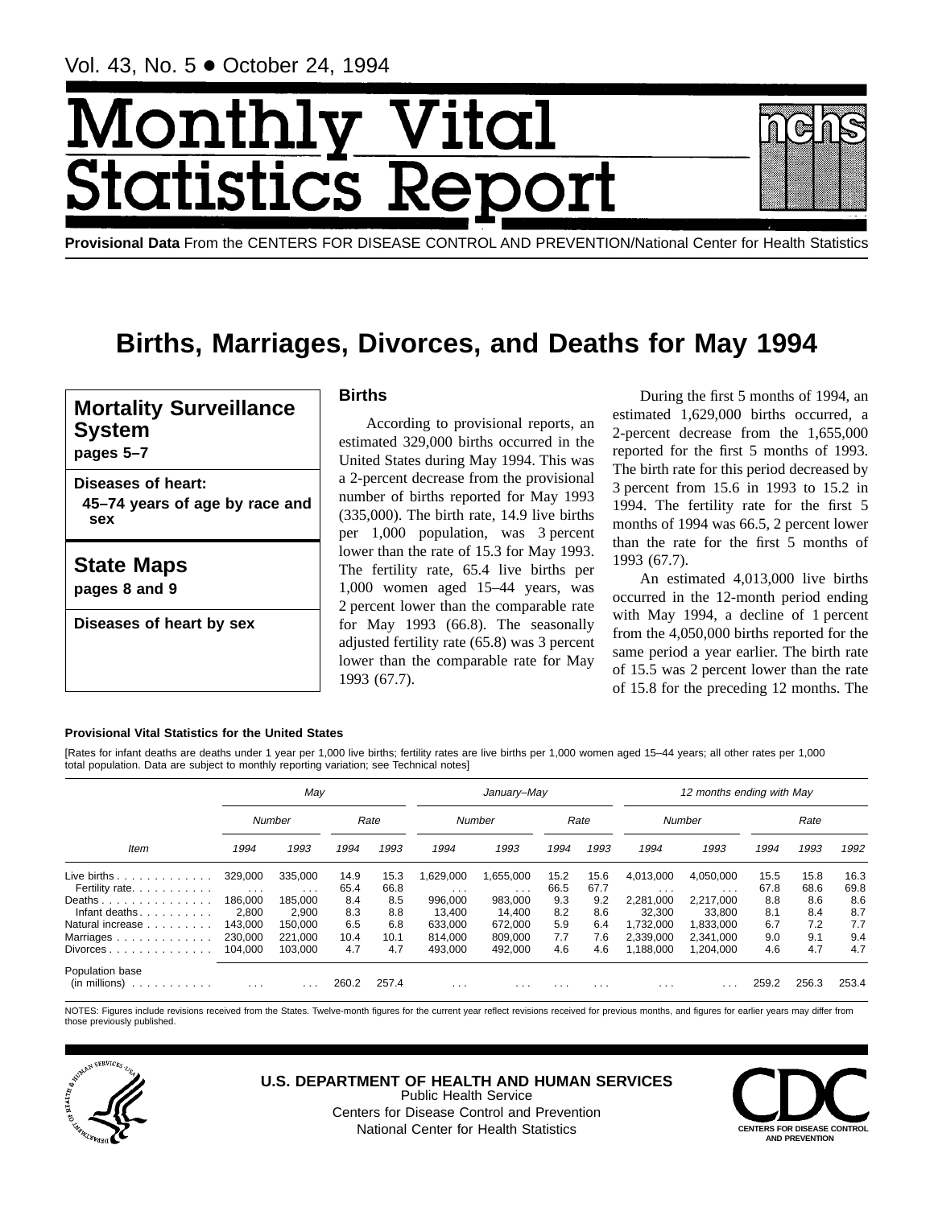Vol. 43, No. 5 • October 24, 1994

# Monthly Vital Statistics Report

**Provisional Data** From the CENTERS FOR DISEASE CONTROL AND PREVENTION/National Center for Health Statistics

# Births, Marriages, Divorces, and Deaths for May 1994

**Mortality Surveillance System**
**pages 5–7**

**Diseases of heart:**
**45–74 years of age by race and sex**

**State Maps**
**pages 8 and 9**

**Diseases of heart by sex**

## Births

According to provisional reports, an estimated 329,000 births occurred in the United States during May 1994. This was a 2-percent decrease from the provisional number of births reported for May 1993 (335,000). The birth rate, 14.9 live births per 1,000 population, was 3 percent lower than the rate of 15.3 for May 1993. The fertility rate, 65.4 live births per 1,000 women aged 15–44 years, was 2 percent lower than the comparable rate for May 1993 (66.8). The seasonally adjusted fertility rate (65.8) was 3 percent lower than the comparable rate for May 1993 (67.7).

During the first 5 months of 1994, an estimated 1,629,000 births occurred, a 2-percent decrease from the 1,655,000 reported for the first 5 months of 1993. The birth rate for this period decreased by 3 percent from 15.6 in 1993 to 15.2 in 1994. The fertility rate for the first 5 months of 1994 was 66.5, 2 percent lower than the rate for the first 5 months of 1993 (67.7).

An estimated 4,013,000 live births occurred in the 12-month period ending with May 1994, a decline of 1 percent from the 4,050,000 births reported for the same period a year earlier. The birth rate of 15.5 was 2 percent lower than the rate of 15.8 for the preceding 12 months. The

**Provisional Vital Statistics for the United States**

[Rates for infant deaths are deaths under 1 year per 1,000 live births; fertility rates are live births per 1,000 women aged 15–44 years; all other rates per 1,000 total population. Data are subject to monthly reporting variation; see Technical notes]

| Item | *May* | | | | *January–May* | | | | *12 months ending with May* | | | | |
|---|---|---|---|---|---|---|---|---|---|---|---|---|---|
| | *Number* | | *Rate* | | *Number* | | *Rate* | | *Number* | | *Rate* | | |
| | *1994* | *1993* | *1994* | *1993* | *1994* | *1993* | *1994* | *1993* | *1994* | *1993* | *1994* | *1993* | *1992* |
| Live births | 329,000 | 335,000 | 14.9 | 15.3 | 1,629,000 | 1,655,000 | 15.2 | 15.6 | 4,013,000 | 4,050,000 | 15.5 | 15.8 | 16.3 |
| Fertility rate | . . . | . . . | 65.4 | 66.8 | . . . | . . . | 66.5 | 67.7 | . . . | . . . | 67.8 | 68.6 | 69.8 |
| Deaths | 186,000 | 185,000 | 8.4 | 8.5 | 996,000 | 983,000 | 9.3 | 9.2 | 2,281,000 | 2,217,000 | 8.8 | 8.6 | 8.6 |
| Infant deaths | 2,800 | 2,900 | 8.3 | 8.8 | 13,400 | 14,400 | 8.2 | 8.6 | 32,300 | 33,800 | 8.1 | 8.4 | 8.7 |
| Natural increase | 143,000 | 150,000 | 6.5 | 6.8 | 633,000 | 672,000 | 5.9 | 6.4 | 1,732,000 | 1,833,000 | 6.7 | 7.2 | 7.7 |
| Marriages | 230,000 | 221,000 | 10.4 | 10.1 | 814,000 | 809,000 | 7.7 | 7.6 | 2,339,000 | 2,341,000 | 9.0 | 9.1 | 9.4 |
| Divorces | 104,000 | 103,000 | 4.7 | 4.7 | 493,000 | 492,000 | 4.6 | 4.6 | 1,188,000 | 1,204,000 | 4.6 | 4.7 | 4.7 |
| Population base (in millions) | . . . | . . . | 260.2 | 257.4 | . . . | . . . | . . . | . . . | . . . | . . . | 259.2 | 256.3 | 253.4 |

NOTES: Figures include revisions received from the States. Twelve-month figures for the current year reflect revisions received for previous months, and figures for earlier years may differ from those previously published.

**U.S. DEPARTMENT OF HEALTH AND HUMAN SERVICES**
Public Health Service
Centers for Disease Control and Prevention
National Center for Health Statistics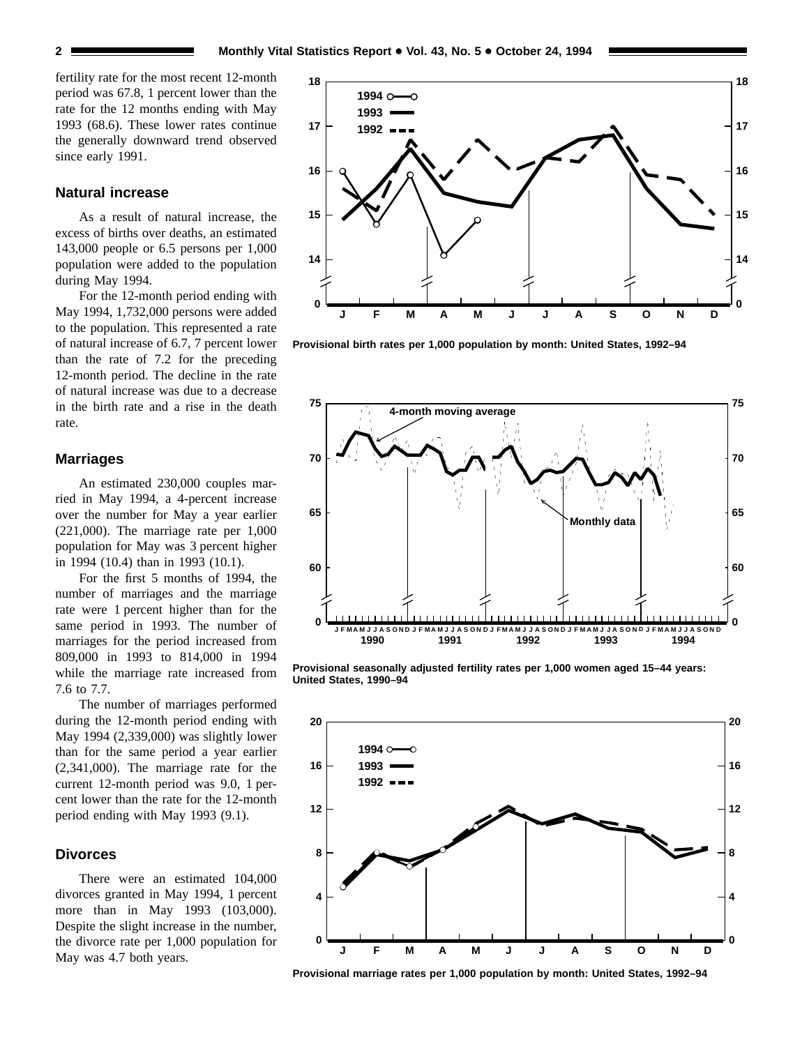fertility rate for the most recent 12-month period was 67.8, 1 percent lower than the rate for the 12 months ending with May 1993 (68.6). These lower rates continue the generally downward trend observed since early 1991.

## Natural increase

As a result of natural increase, the excess of births over deaths, an estimated 143,000 people or 6.5 persons per 1,000 population were added to the population during May 1994.

For the 12-month period ending with May 1994, 1,732,000 persons were added to the population. This represented a rate of natural increase of 6.7, 7 percent lower than the rate of 7.2 for the preceding 12-month period. The decline in the rate of natural increase was due to a decrease in the birth rate and a rise in the death rate.

## Marriages

An estimated 230,000 couples married in May 1994, a 4-percent increase over the number for May a year earlier (221,000). The marriage rate per 1,000 population for May was 3 percent higher in 1994 (10.4) than in 1993 (10.1).

For the first 5 months of 1994, the number of marriages and the marriage rate were 1 percent higher than for the same period in 1993. The number of marriages for the period increased from 809,000 in 1993 to 814,000 in 1994 while the marriage rate increased from 7.6 to 7.7.

The number of marriages performed during the 12-month period ending with May 1994 (2,339,000) was slightly lower than for the same period a year earlier (2,341,000). The marriage rate for the current 12-month period was 9.0, 1 percent lower than the rate for the 12-month period ending with May 1993 (9.1).

## Divorces

There were an estimated 104,000 divorces granted in May 1994, 1 percent more than in May 1993 (103,000). Despite the slight increase in the number, the divorce rate per 1,000 population for May was 4.7 both years.

**Provisional birth rates per 1,000 population by month: United States, 1992–94**

**Provisional seasonally adjusted fertility rates per 1,000 women aged 15–44 years: United States, 1990–94**

**Provisional marriage rates per 1,000 population by month: United States, 1992–94**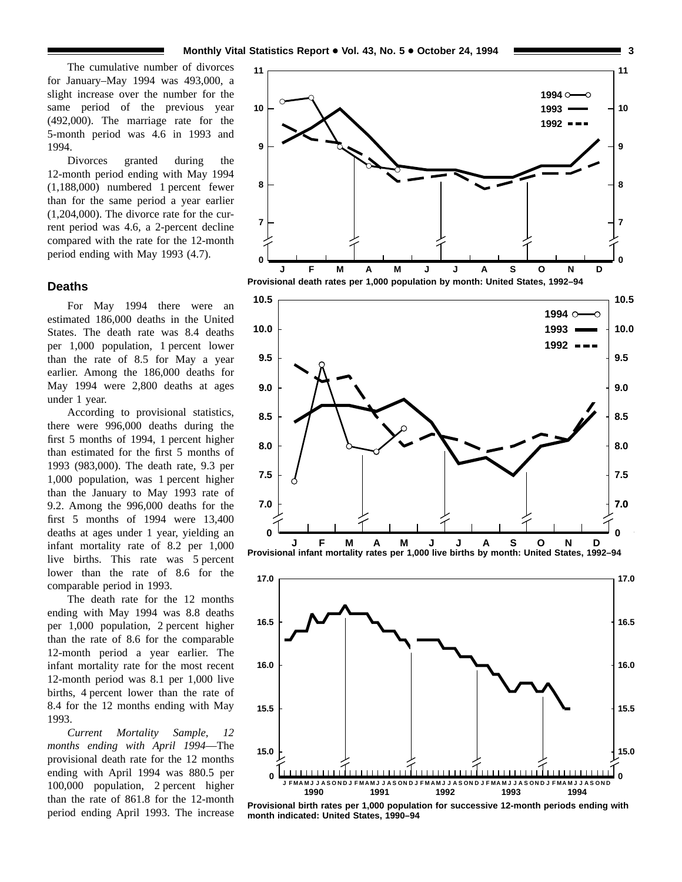The cumulative number of divorces for January–May 1994 was 493,000, a slight increase over the number for the same period of the previous year (492,000). The marriage rate for the 5-month period was 4.6 in 1993 and 1994.

Divorces granted during the 12-month period ending with May 1994 (1,188,000) numbered 1 percent fewer than for the same period a year earlier (1,204,000). The divorce rate for the current period was 4.6, a 2-percent decline compared with the rate for the 12-month period ending with May 1993 (4.7).

## Deaths

For May 1994 there were an estimated 186,000 deaths in the United States. The death rate was 8.4 deaths per 1,000 population, 1 percent lower than the rate of 8.5 for May a year earlier. Among the 186,000 deaths for May 1994 were 2,800 deaths at ages under 1 year.

According to provisional statistics, there were 996,000 deaths during the first 5 months of 1994, 1 percent higher than estimated for the first 5 months of 1993 (983,000). The death rate, 9.3 per 1,000 population, was 1 percent higher than the January to May 1993 rate of 9.2. Among the 996,000 deaths for the first 5 months of 1994 were 13,400 deaths at ages under 1 year, yielding an infant mortality rate of 8.2 per 1,000 live births. This rate was 5 percent lower than the rate of 8.6 for the comparable period in 1993.

The death rate for the 12 months ending with May 1994 was 8.8 deaths per 1,000 population, 2 percent higher than the rate of 8.6 for the comparable 12-month period a year earlier. The infant mortality rate for the most recent 12-month period was 8.1 per 1,000 live births, 4 percent lower than the rate of 8.4 for the 12 months ending with May 1993.

*Current Mortality Sample, 12 months ending with April 1994*—The provisional death rate for the 12 months ending with April 1994 was 880.5 per 100,000 population, 2 percent higher than the rate of 861.8 for the 12-month period ending April 1993. The increase

**Provisional death rates per 1,000 population by month: United States, 1992–94**

**Provisional infant mortality rates per 1,000 live births by month: United States, 1992–94**

**Provisional birth rates per 1,000 population for successive 12-month periods ending with month indicated: United States, 1990–94**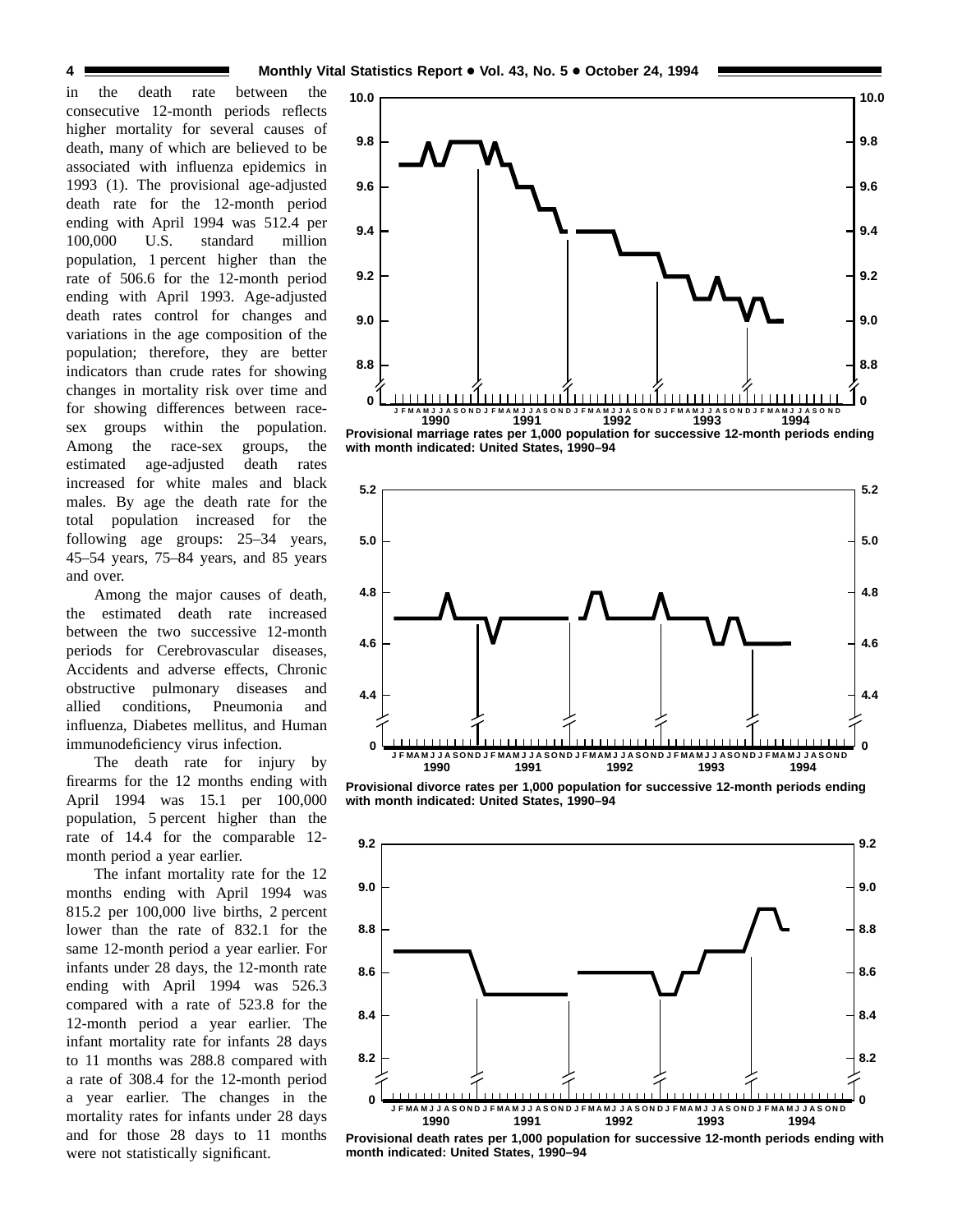in the death rate between the consecutive 12-month periods reflects higher mortality for several causes of death, many of which are believed to be associated with influenza epidemics in 1993 (1). The provisional age-adjusted death rate for the 12-month period ending with April 1994 was 512.4 per 100,000 U.S. standard million population, 1 percent higher than the rate of 506.6 for the 12-month period ending with April 1993. Age-adjusted death rates control for changes and variations in the age composition of the population; therefore, they are better indicators than crude rates for showing changes in mortality risk over time and for showing differences between race-sex groups within the population. Among the race-sex groups, the estimated age-adjusted death rates increased for white males and black males. By age the death rate for the total population increased for the following age groups: 25–34 years, 45–54 years, 75–84 years, and 85 years and over.

Among the major causes of death, the estimated death rate increased between the two successive 12-month periods for Cerebrovascular diseases, Accidents and adverse effects, Chronic obstructive pulmonary diseases and allied conditions, Pneumonia and influenza, Diabetes mellitus, and Human immunodeficiency virus infection.

The death rate for injury by firearms for the 12 months ending with April 1994 was 15.1 per 100,000 population, 5 percent higher than the rate of 14.4 for the comparable 12-month period a year earlier.

The infant mortality rate for the 12 months ending with April 1994 was 815.2 per 100,000 live births, 2 percent lower than the rate of 832.1 for the same 12-month period a year earlier. For infants under 28 days, the 12-month rate ending with April 1994 was 526.3 compared with a rate of 523.8 for the 12-month period a year earlier. The infant mortality rate for infants 28 days to 11 months was 288.8 compared with a rate of 308.4 for the 12-month period a year earlier. The changes in the mortality rates for infants under 28 days and for those 28 days to 11 months were not statistically significant.

Provisional marriage rates per 1,000 population for successive 12-month periods ending with month indicated: United States, 1990–94

Provisional divorce rates per 1,000 population for successive 12-month periods ending with month indicated: United States, 1990–94

Provisional death rates per 1,000 population for successive 12-month periods ending with month indicated: United States, 1990–94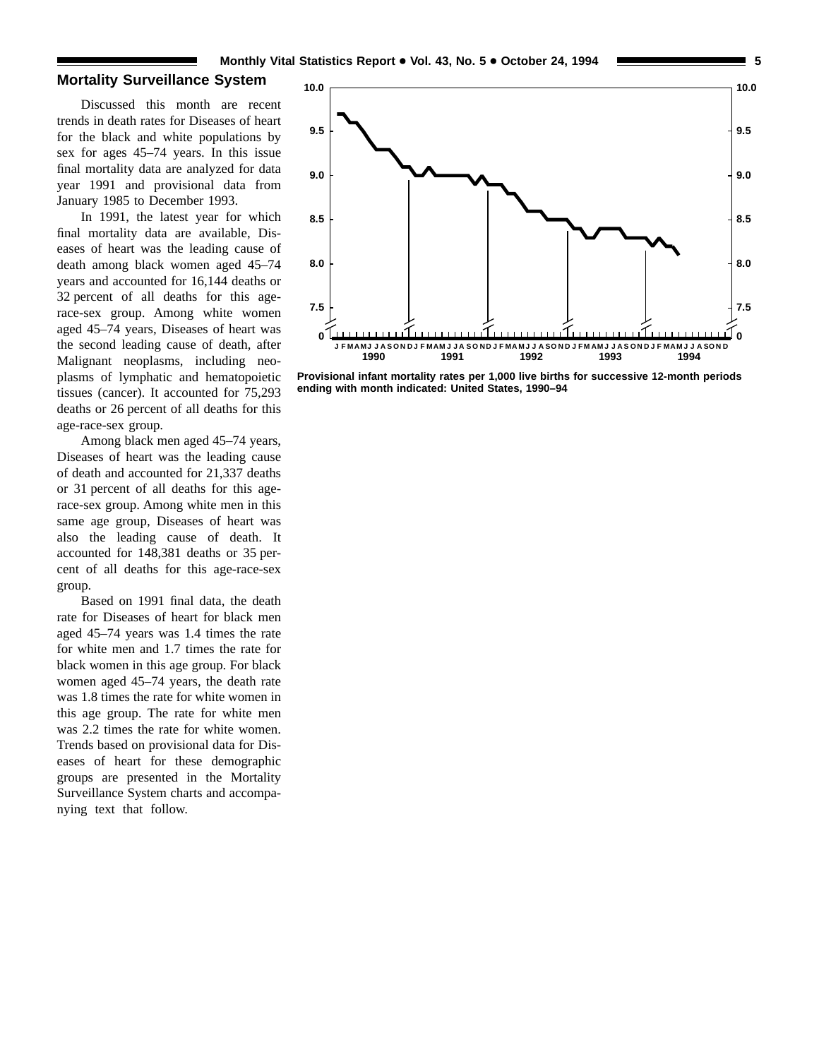## Mortality Surveillance System

Discussed this month are recent trends in death rates for Diseases of heart for the black and white populations by sex for ages 45–74 years. In this issue final mortality data are analyzed for data year 1991 and provisional data from January 1985 to December 1993.

In 1991, the latest year for which final mortality data are available, Diseases of heart was the leading cause of death among black women aged 45–74 years and accounted for 16,144 deaths or 32 percent of all deaths for this age-race-sex group. Among white women aged 45–74 years, Diseases of heart was the second leading cause of death, after Malignant neoplasms, including neoplasms of lymphatic and hematopoietic tissues (cancer). It accounted for 75,293 deaths or 26 percent of all deaths for this age-race-sex group.

Among black men aged 45–74 years, Diseases of heart was the leading cause of death and accounted for 21,337 deaths or 31 percent of all deaths for this age-race-sex group. Among white men in this same age group, Diseases of heart was also the leading cause of death. It accounted for 148,381 deaths or 35 percent of all deaths for this age-race-sex group.

Based on 1991 final data, the death rate for Diseases of heart for black men aged 45–74 years was 1.4 times the rate for white men and 1.7 times the rate for black women in this age group. For black women aged 45–74 years, the death rate was 1.8 times the rate for white women in this age group. The rate for white men was 2.2 times the rate for white women. Trends based on provisional data for Diseases of heart for these demographic groups are presented in the Mortality Surveillance System charts and accompanying text that follow.

**Provisional infant mortality rates per 1,000 live births for successive 12-month periods ending with month indicated: United States, 1990–94**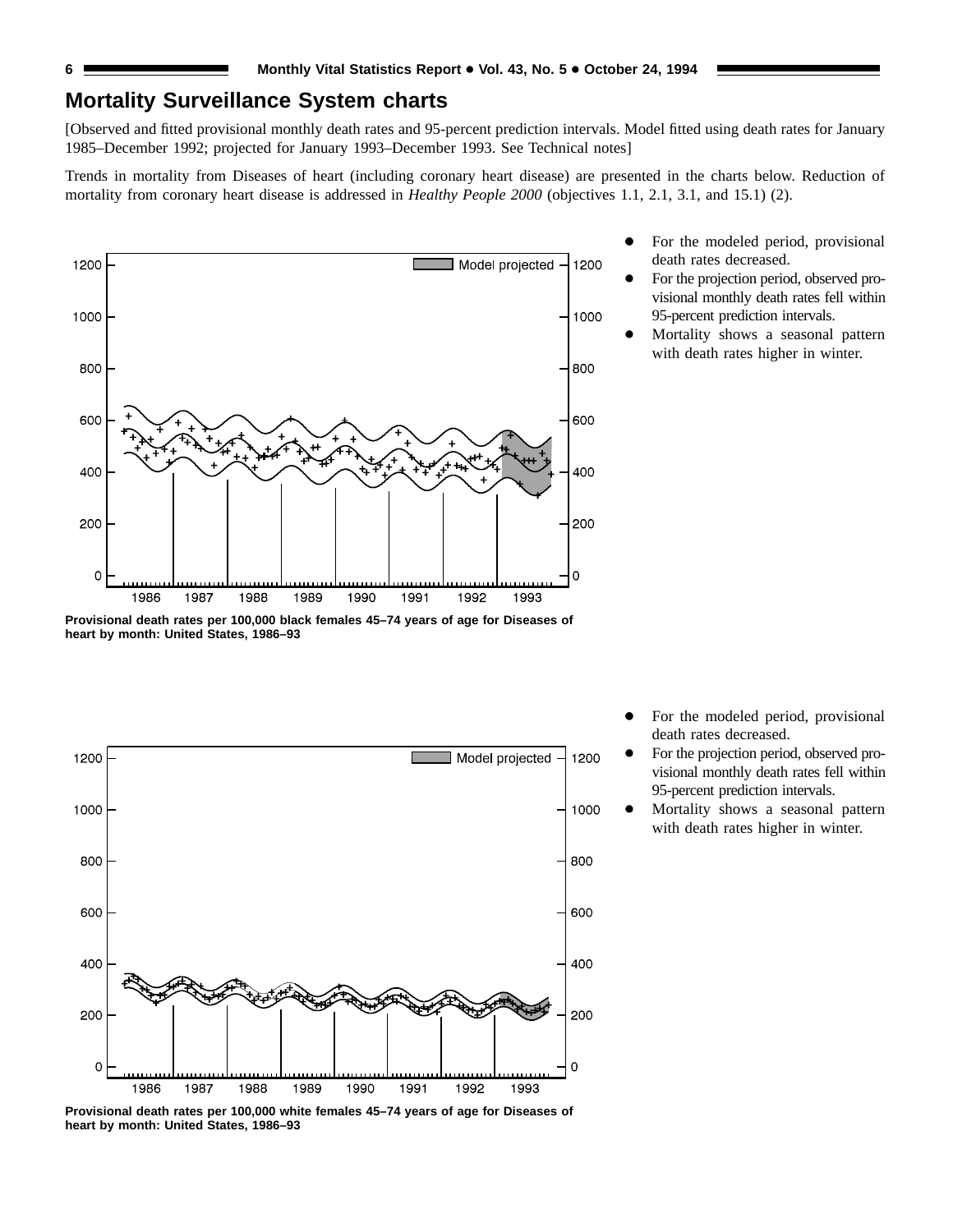## Mortality Surveillance System charts

[Observed and fitted provisional monthly death rates and 95-percent prediction intervals. Model fitted using death rates for January 1985–December 1992; projected for January 1993–December 1993. See Technical notes]

Trends in mortality from Diseases of heart (including coronary heart disease) are presented in the charts below. Reduction of mortality from coronary heart disease is addressed in *Healthy People 2000* (objectives 1.1, 2.1, 3.1, and 15.1) (2).

- For the modeled period, provisional death rates decreased.
- For the projection period, observed provisional monthly death rates fell within 95-percent prediction intervals.
- Mortality shows a seasonal pattern with death rates higher in winter.

**Provisional death rates per 100,000 black females 45–74 years of age for Diseases of heart by month: United States, 1986–93**

- For the modeled period, provisional death rates decreased.
- For the projection period, observed provisional monthly death rates fell within 95-percent prediction intervals.
- Mortality shows a seasonal pattern with death rates higher in winter.

**Provisional death rates per 100,000 white females 45–74 years of age for Diseases of heart by month: United States, 1986–93**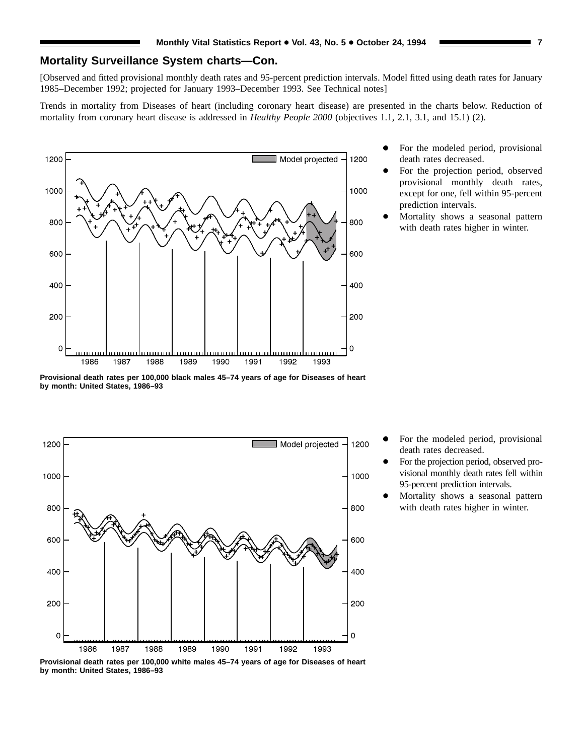## Mortality Surveillance System charts—Con.

[Observed and fitted provisional monthly death rates and 95-percent prediction intervals. Model fitted using death rates for January 1985–December 1992; projected for January 1993–December 1993. See Technical notes]

Trends in mortality from Diseases of heart (including coronary heart disease) are presented in the charts below. Reduction of mortality from coronary heart disease is addressed in *Healthy People 2000* (objectives 1.1, 2.1, 3.1, and 15.1) (2).

- For the modeled period, provisional death rates decreased.
- For the projection period, observed provisional monthly death rates, except for one, fell within 95-percent prediction intervals.
- Mortality shows a seasonal pattern with death rates higher in winter.

**Provisional death rates per 100,000 black males 45–74 years of age for Diseases of heart by month: United States, 1986–93**

- For the modeled period, provisional death rates decreased.
- For the projection period, observed provisional monthly death rates fell within 95-percent prediction intervals.
- Mortality shows a seasonal pattern with death rates higher in winter.

**Provisional death rates per 100,000 white males 45–74 years of age for Diseases of heart by month: United States, 1986–93**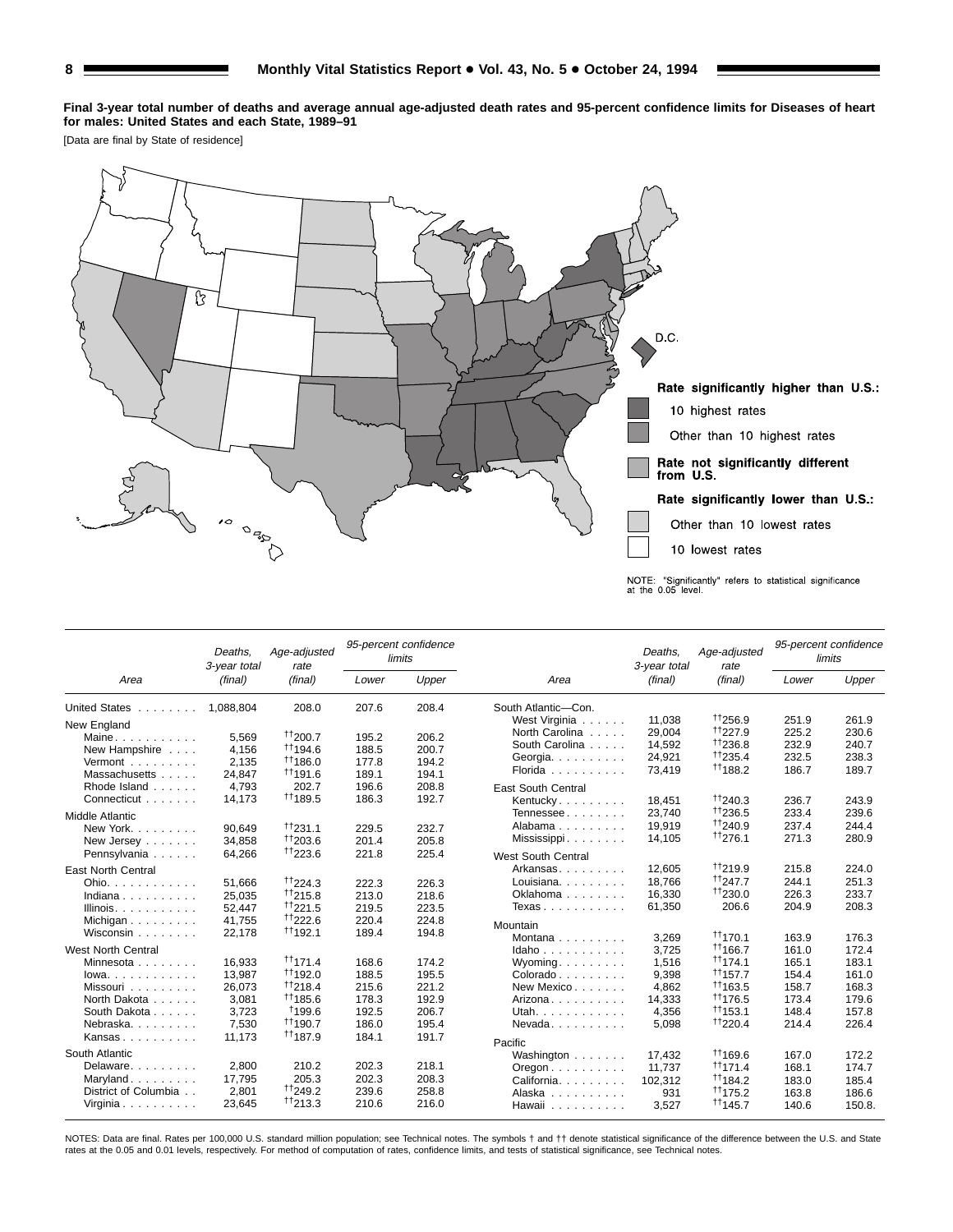**Final 3-year total number of deaths and average annual age-adjusted death rates and 95-percent confidence limits for Diseases of heart for males: United States and each State, 1989–91**

[Data are final by State of residence]

Rate significantly higher than U.S.:

- 10 highest rates
- Other than 10 highest rates

Rate not significantly different from U.S.

Rate significantly lower than U.S.:

- Other than 10 lowest rates
- 10 lowest rates

NOTE: "Significantly" refers to statistical significance at the 0.05 level.

| Area | Deaths, 3-year total (final) | Age-adjusted rate (final) | 95-percent confidence limits | |
|---|---|---|---|---|
| | | | Lower | Upper |
| United States | 1,088,804 | 208.0 | 207.6 | 208.4 |
| **New England** | | | | |
| Maine | 5,569 | ††200.7 | 195.2 | 206.2 |
| New Hampshire | 4,156 | ††194.6 | 188.5 | 200.7 |
| Vermont | 2,135 | ††186.0 | 177.8 | 194.2 |
| Massachusetts | 24,847 | ††191.6 | 189.1 | 194.1 |
| Rhode Island | 4,793 | 202.7 | 196.6 | 208.8 |
| Connecticut | 14,173 | ††189.5 | 186.3 | 192.7 |
| **Middle Atlantic** | | | | |
| New York | 90,649 | ††231.1 | 229.5 | 232.7 |
| New Jersey | 34,858 | ††203.6 | 201.4 | 205.8 |
| Pennsylvania | 64,266 | ††223.6 | 221.8 | 225.4 |
| **East North Central** | | | | |
| Ohio | 51,666 | ††224.3 | 222.3 | 226.3 |
| Indiana | 25,035 | ††215.8 | 213.0 | 218.6 |
| Illinois | 52,447 | ††221.5 | 219.5 | 223.5 |
| Michigan | 41,755 | ††222.6 | 220.4 | 224.8 |
| Wisconsin | 22,178 | ††192.1 | 189.4 | 194.8 |
| **West North Central** | | | | |
| Minnesota | 16,933 | ††171.4 | 168.6 | 174.2 |
| Iowa | 13,987 | ††192.0 | 188.5 | 195.5 |
| Missouri | 26,073 | ††218.4 | 215.6 | 221.2 |
| North Dakota | 3,081 | ††185.6 | 178.3 | 192.9 |
| South Dakota | 3,723 | †199.6 | 192.5 | 206.7 |
| Nebraska | 7,530 | ††190.7 | 186.0 | 195.4 |
| Kansas | 11,173 | ††187.9 | 184.1 | 191.7 |
| **South Atlantic** | | | | |
| Delaware | 2,800 | 210.2 | 202.3 | 218.1 |
| Maryland | 17,795 | 205.3 | 202.3 | 208.3 |
| District of Columbia | 2,801 | ††249.2 | 239.6 | 258.8 |
| Virginia | 23,645 | ††213.3 | 210.6 | 216.0 |
| **South Atlantic—Con.** | | | | |
| West Virginia | 11,038 | ††256.9 | 251.9 | 261.9 |
| North Carolina | 29,004 | ††227.9 | 225.2 | 230.6 |
| South Carolina | 14,592 | ††236.8 | 232.9 | 240.7 |
| Georgia | 24,921 | ††235.4 | 232.5 | 238.3 |
| Florida | 73,419 | ††188.2 | 186.7 | 189.7 |
| **East South Central** | | | | |
| Kentucky | 18,451 | ††240.3 | 236.7 | 243.9 |
| Tennessee | 23,740 | ††236.5 | 233.4 | 239.6 |
| Alabama | 19,919 | ††240.9 | 237.4 | 244.4 |
| Mississippi | 14,105 | ††276.1 | 271.3 | 280.9 |
| **West South Central** | | | | |
| Arkansas | 12,605 | ††219.9 | 215.8 | 224.0 |
| Louisiana | 18,766 | ††247.7 | 244.1 | 251.3 |
| Oklahoma | 16,330 | ††230.0 | 226.3 | 233.7 |
| Texas | 61,350 | 206.6 | 204.9 | 208.3 |
| **Mountain** | | | | |
| Montana | 3,269 | ††170.1 | 163.9 | 176.3 |
| Idaho | 3,725 | ††166.7 | 161.0 | 172.4 |
| Wyoming | 1,516 | ††174.1 | 165.1 | 183.1 |
| Colorado | 9,398 | ††157.7 | 154.4 | 161.0 |
| New Mexico | 4,862 | ††163.5 | 158.7 | 168.3 |
| Arizona | 14,333 | ††176.5 | 173.4 | 179.6 |
| Utah | 4,356 | ††153.1 | 148.4 | 157.8 |
| Nevada | 5,098 | ††220.4 | 214.4 | 226.4 |
| **Pacific** | | | | |
| Washington | 17,432 | ††169.6 | 167.0 | 172.2 |
| Oregon | 11,737 | ††171.4 | 168.1 | 174.7 |
| California | 102,312 | ††184.2 | 183.0 | 185.4 |
| Alaska | 931 | ††175.2 | 163.8 | 186.6 |
| Hawaii | 3,527 | ††145.7 | 140.6 | 150.8. |

NOTES: Data are final. Rates per 100,000 U.S. standard million population; see Technical notes. The symbols † and †† denote statistical significance of the difference between the U.S. and State rates at the 0.05 and 0.01 levels, respectively. For method of computation of rates, confidence limits, and tests of statistical significance, see Technical notes.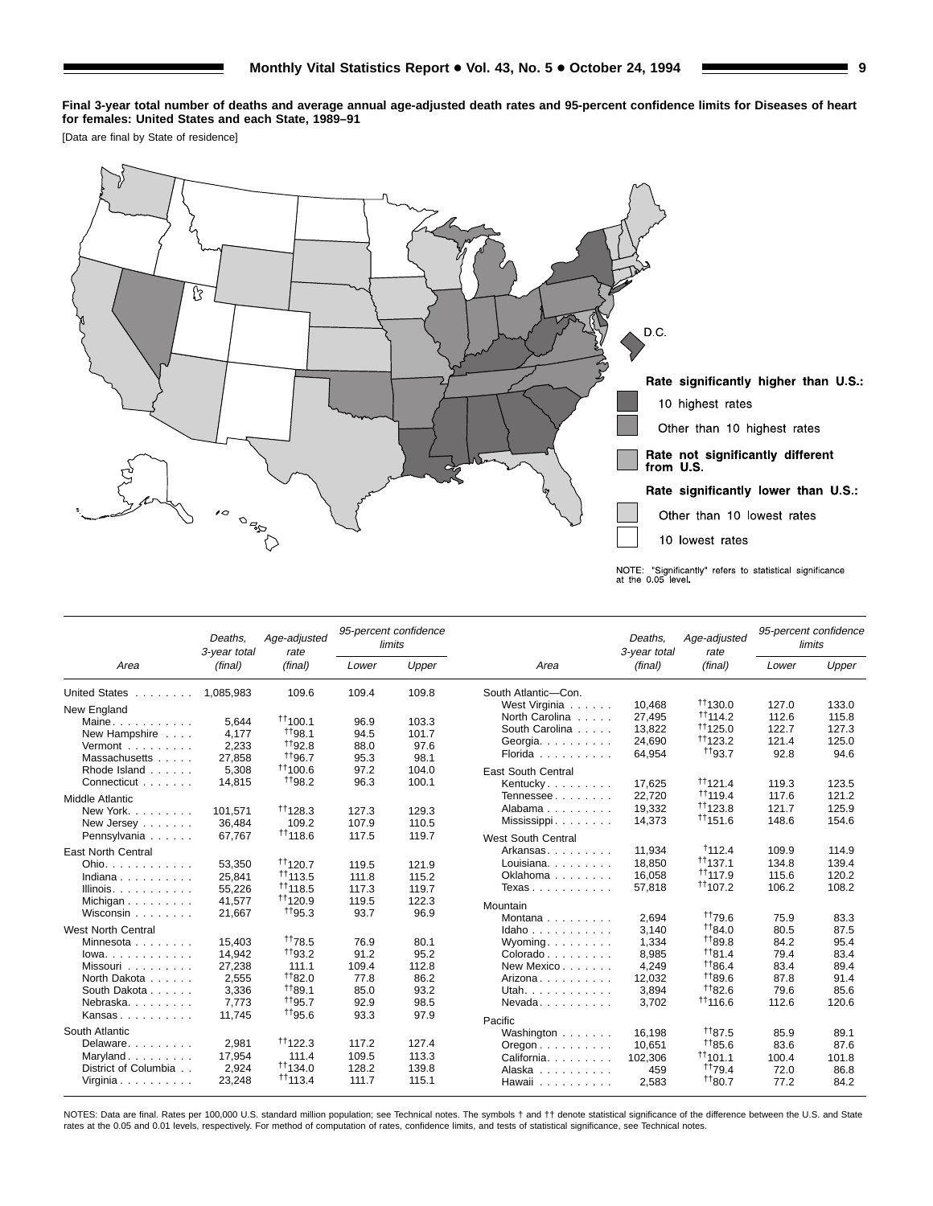**Final 3-year total number of deaths and average annual age-adjusted death rates and 95-percent confidence limits for Diseases of heart for females: United States and each State, 1989–91**

[Data are final by State of residence]

Rate significantly higher than U.S.:

- 10 highest rates
- Other than 10 highest rates

Rate not significantly different from U.S.

Rate significantly lower than U.S.:

- Other than 10 lowest rates
- 10 lowest rates

NOTE: "Significantly" refers to statistical significance at the 0.05 level.

| Area | Deaths, 3-year total (final) | Age-adjusted rate (final) | 95-percent confidence limits | |
|---|---|---|---|---|
| | | | Lower | Upper |
| United States | 1,085,983 | 109.6 | 109.4 | 109.8 |
| **New England** | | | | |
| Maine | 5,644 | ††100.1 | 96.9 | 103.3 |
| New Hampshire | 4,177 | ††98.1 | 94.5 | 101.7 |
| Vermont | 2,233 | ††92.8 | 88.0 | 97.6 |
| Massachusetts | 27,858 | ††96.7 | 95.3 | 98.1 |
| Rhode Island | 5,308 | ††100.6 | 97.2 | 104.0 |
| Connecticut | 14,815 | ††98.2 | 96.3 | 100.1 |
| **Middle Atlantic** | | | | |
| New York | 101,571 | ††128.3 | 127.3 | 129.3 |
| New Jersey | 36,484 | 109.2 | 107.9 | 110.5 |
| Pennsylvania | 67,767 | ††118.6 | 117.5 | 119.7 |
| **East North Central** | | | | |
| Ohio | 53,350 | ††120.7 | 119.5 | 121.9 |
| Indiana | 25,841 | ††113.5 | 111.8 | 115.2 |
| Illinois | 55,226 | ††118.5 | 117.3 | 119.7 |
| Michigan | 41,577 | ††120.9 | 119.5 | 122.3 |
| Wisconsin | 21,667 | ††95.3 | 93.7 | 96.9 |
| **West North Central** | | | | |
| Minnesota | 15,403 | ††78.5 | 76.9 | 80.1 |
| Iowa | 14,942 | ††93.2 | 91.2 | 95.2 |
| Missouri | 27,238 | 111.1 | 109.4 | 112.8 |
| North Dakota | 2,555 | ††82.0 | 77.8 | 86.2 |
| South Dakota | 3,336 | ††89.1 | 85.0 | 93.2 |
| Nebraska | 7,773 | ††95.7 | 92.9 | 98.5 |
| Kansas | 11,745 | ††95.6 | 93.3 | 97.9 |
| **South Atlantic** | | | | |
| Delaware | 2,981 | ††122.3 | 117.2 | 127.4 |
| Maryland | 17,954 | 111.4 | 109.5 | 113.3 |
| District of Columbia | 2,924 | ††134.0 | 128.2 | 139.8 |
| Virginia | 23,248 | ††113.4 | 111.7 | 115.1 |
| **South Atlantic—Con.** | | | | |
| West Virginia | 10,468 | ††130.0 | 127.0 | 133.0 |
| North Carolina | 27,495 | ††114.2 | 112.6 | 115.8 |
| South Carolina | 13,822 | ††125.0 | 122.7 | 127.3 |
| Georgia | 24,690 | ††123.2 | 121.4 | 125.0 |
| Florida | 64,954 | ††93.7 | 92.8 | 94.6 |
| **East South Central** | | | | |
| Kentucky | 17,625 | ††121.4 | 119.3 | 123.5 |
| Tennessee | 22,720 | ††119.4 | 117.6 | 121.2 |
| Alabama | 19,332 | ††123.8 | 121.7 | 125.9 |
| Mississippi | 14,373 | ††151.6 | 148.6 | 154.6 |
| **West South Central** | | | | |
| Arkansas | 11,934 | †112.4 | 109.9 | 114.9 |
| Louisiana | 18,850 | ††137.1 | 134.8 | 139.4 |
| Oklahoma | 16,058 | ††117.9 | 115.6 | 120.2 |
| Texas | 57,818 | ††107.2 | 106.2 | 108.2 |
| **Mountain** | | | | |
| Montana | 2,694 | ††79.6 | 75.9 | 83.3 |
| Idaho | 3,140 | ††84.0 | 80.5 | 87.5 |
| Wyoming | 1,334 | ††89.8 | 84.2 | 95.4 |
| Colorado | 8,985 | ††81.4 | 79.4 | 83.4 |
| New Mexico | 4,249 | ††86.4 | 83.4 | 89.4 |
| Arizona | 12,032 | ††89.6 | 87.8 | 91.4 |
| Utah | 3,894 | ††82.6 | 79.6 | 85.6 |
| Nevada | 3,702 | ††116.6 | 112.6 | 120.6 |
| **Pacific** | | | | |
| Washington | 16,198 | ††87.5 | 85.9 | 89.1 |
| Oregon | 10,651 | ††85.6 | 83.6 | 87.6 |
| California | 102,306 | ††101.1 | 100.4 | 101.8 |
| Alaska | 459 | ††79.4 | 72.0 | 86.8 |
| Hawaii | 2,583 | ††80.7 | 77.2 | 84.2 |

NOTES: Data are final. Rates per 100,000 U.S. standard million population; see Technical notes. The symbols † and †† denote statistical significance of the difference between the U.S. and State rates at the 0.05 and 0.01 levels, respectively. For method of computation of rates, confidence limits, and tests of statistical significance, see Technical notes.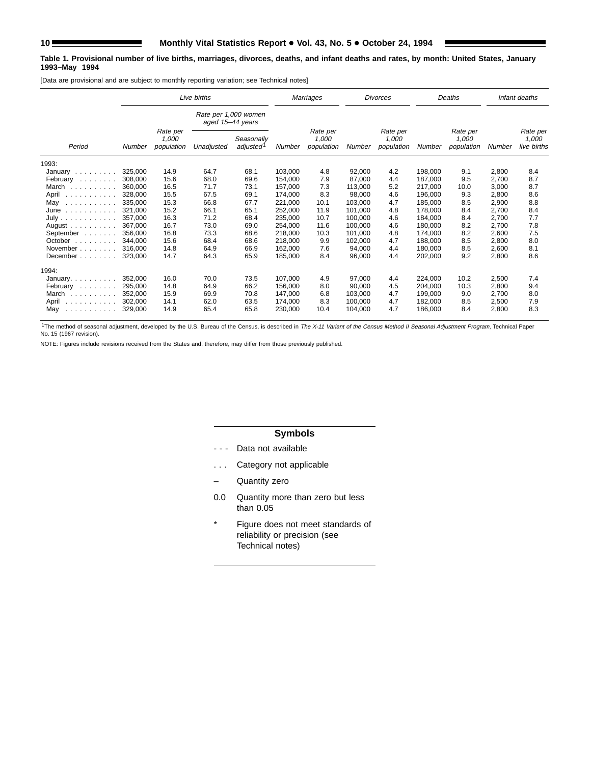**Table 1. Provisional number of live births, marriages, divorces, deaths, and infant deaths and rates, by month: United States, January 1993–May 1994**

[Data are provisional and are subject to monthly reporting variation; see Technical notes]

| Period | *Live births* | | | | *Marriages* | | *Divorces* | | *Deaths* | | *Infant deaths* | |
|---|---|---|---|---|---|---|---|---|---|---|---|---|
| | | | *Rate per 1,000 women aged 15–44 years* | | | | | | | | | |
| | *Number* | *Rate per 1,000 population* | *Unadjusted* | *Seasonally adjusted*[1] | *Number* | *Rate per 1,000 population* | *Number* | *Rate per 1,000 population* | *Number* | *Rate per 1,000 population* | *Number* | *Rate per 1,000 live births* |
| 1993: | | | | | | | | | | | | |
| January | 325,000 | 14.9 | 64.7 | 68.1 | 103,000 | 4.8 | 92,000 | 4.2 | 198,000 | 9.1 | 2,800 | 8.4 |
| February | 308,000 | 15.6 | 68.0 | 69.6 | 154,000 | 7.9 | 87,000 | 4.4 | 187,000 | 9.5 | 2,700 | 8.7 |
| March | 360,000 | 16.5 | 71.7 | 73.1 | 157,000 | 7.3 | 113,000 | 5.2 | 217,000 | 10.0 | 3,000 | 8.7 |
| April | 328,000 | 15.5 | 67.5 | 69.1 | 174,000 | 8.3 | 98,000 | 4.6 | 196,000 | 9.3 | 2,800 | 8.6 |
| May | 335,000 | 15.3 | 66.8 | 67.7 | 221,000 | 10.1 | 103,000 | 4.7 | 185,000 | 8.5 | 2,900 | 8.8 |
| June | 321,000 | 15.2 | 66.1 | 65.1 | 252,000 | 11.9 | 101,000 | 4.8 | 178,000 | 8.4 | 2,700 | 8.4 |
| July | 357,000 | 16.3 | 71.2 | 68.4 | 235,000 | 10.7 | 100,000 | 4.6 | 184,000 | 8.4 | 2,700 | 7.7 |
| August | 367,000 | 16.7 | 73.0 | 69.0 | 254,000 | 11.6 | 100,000 | 4.6 | 180,000 | 8.2 | 2,700 | 7.8 |
| September | 356,000 | 16.8 | 73.3 | 68.6 | 218,000 | 10.3 | 101,000 | 4.8 | 174,000 | 8.2 | 2,600 | 7.5 |
| October | 344,000 | 15.6 | 68.4 | 68.6 | 218,000 | 9.9 | 102,000 | 4.7 | 188,000 | 8.5 | 2,800 | 8.0 |
| November | 316,000 | 14.8 | 64.9 | 66.9 | 162,000 | 7.6 | 94,000 | 4.4 | 180,000 | 8.5 | 2,600 | 8.1 |
| December | 323,000 | 14.7 | 64.3 | 65.9 | 185,000 | 8.4 | 96,000 | 4.4 | 202,000 | 9.2 | 2,800 | 8.6 |
| 1994: | | | | | | | | | | | | |
| January | 352,000 | 16.0 | 70.0 | 73.5 | 107,000 | 4.9 | 97,000 | 4.4 | 224,000 | 10.2 | 2,500 | 7.4 |
| February | 295,000 | 14.8 | 64.9 | 66.2 | 156,000 | 8.0 | 90,000 | 4.5 | 204,000 | 10.3 | 2,800 | 9.4 |
| March | 352,000 | 15.9 | 69.9 | 70.8 | 147,000 | 6.8 | 103,000 | 4.7 | 199,000 | 9.0 | 2,700 | 8.0 |
| April | 302,000 | 14.1 | 62.0 | 63.5 | 174,000 | 8.3 | 100,000 | 4.7 | 182,000 | 8.5 | 2,500 | 7.9 |
| May | 329,000 | 14.9 | 65.4 | 65.8 | 230,000 | 10.4 | 104,000 | 4.7 | 186,000 | 8.4 | 2,800 | 8.3 |

[1]The method of seasonal adjustment, developed by the U.S. Bureau of the Census, is described in *The X-11 Variant of the Census Method II Seasonal Adjustment Program*, Technical Paper No. 15 (1967 revision).

NOTE: Figures include revisions received from the States and, therefore, may differ from those previously published.

## Symbols

- \- - - Data not available
- . . . Category not applicable
- – Quantity zero
- 0.0 Quantity more than zero but less than 0.05
- \* Figure does not meet standards of reliability or precision (see Technical notes)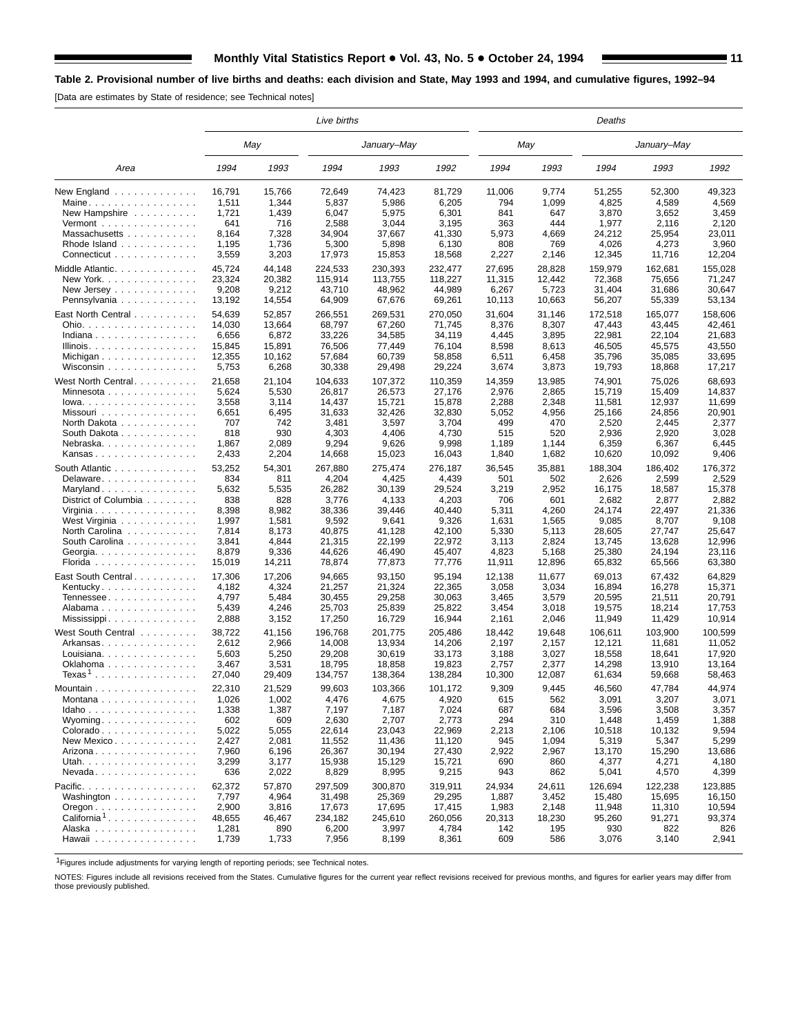**Table 2. Provisional number of live births and deaths: each division and State, May 1993 and 1994, and cumulative figures, 1992–94**

[Data are estimates by State of residence; see Technical notes]

| Area | Live births | | | | | Deaths | | | | |
|---|---|---|---|---|---|---|---|---|---|---|
| | May | | January–May | | | May | | January–May | | |
| | 1994 | 1993 | 1994 | 1993 | 1992 | 1994 | 1993 | 1994 | 1993 | 1992 |
| New England | 16,791 | 15,766 | 72,649 | 74,423 | 81,729 | 11,006 | 9,774 | 51,255 | 52,300 | 49,323 |
| Maine | 1,511 | 1,344 | 5,837 | 5,986 | 6,205 | 794 | 1,099 | 4,825 | 4,589 | 4,569 |
| New Hampshire | 1,721 | 1,439 | 6,047 | 5,975 | 6,301 | 841 | 647 | 3,870 | 3,652 | 3,459 |
| Vermont | 641 | 716 | 2,588 | 3,044 | 3,195 | 363 | 444 | 1,977 | 2,116 | 2,120 |
| Massachusetts | 8,164 | 7,328 | 34,904 | 37,667 | 41,330 | 5,973 | 4,669 | 24,212 | 25,954 | 23,011 |
| Rhode Island | 1,195 | 1,736 | 5,300 | 5,898 | 6,130 | 808 | 769 | 4,026 | 4,273 | 3,960 |
| Connecticut | 3,559 | 3,203 | 17,973 | 15,853 | 18,568 | 2,227 | 2,146 | 12,345 | 11,716 | 12,204 |
| Middle Atlantic | 45,724 | 44,148 | 224,533 | 230,393 | 232,477 | 27,695 | 28,828 | 159,979 | 162,681 | 155,028 |
| New York | 23,324 | 20,382 | 115,914 | 113,755 | 118,227 | 11,315 | 12,442 | 72,368 | 75,656 | 71,247 |
| New Jersey | 9,208 | 9,212 | 43,710 | 48,962 | 44,989 | 6,267 | 5,723 | 31,404 | 31,686 | 30,647 |
| Pennsylvania | 13,192 | 14,554 | 64,909 | 67,676 | 69,261 | 10,113 | 10,663 | 56,207 | 55,339 | 53,134 |
| East North Central | 54,639 | 52,857 | 266,551 | 269,531 | 270,050 | 31,604 | 31,146 | 172,518 | 165,077 | 158,606 |
| Ohio | 14,030 | 13,664 | 68,797 | 67,260 | 71,745 | 8,376 | 8,307 | 47,443 | 43,445 | 42,461 |
| Indiana | 6,656 | 6,872 | 33,226 | 34,585 | 34,119 | 4,445 | 3,895 | 22,981 | 22,104 | 21,683 |
| Illinois | 15,845 | 15,891 | 76,506 | 77,449 | 76,104 | 8,598 | 8,613 | 46,505 | 45,575 | 43,550 |
| Michigan | 12,355 | 10,162 | 57,684 | 60,739 | 58,858 | 6,511 | 6,458 | 35,796 | 35,085 | 33,695 |
| Wisconsin | 5,753 | 6,268 | 30,338 | 29,498 | 29,224 | 3,674 | 3,873 | 19,793 | 18,868 | 17,217 |
| West North Central | 21,658 | 21,104 | 104,633 | 107,372 | 110,359 | 14,359 | 13,985 | 74,901 | 75,026 | 68,693 |
| Minnesota | 5,624 | 5,530 | 26,817 | 26,573 | 27,176 | 2,976 | 2,865 | 15,719 | 15,409 | 14,837 |
| Iowa | 3,558 | 3,114 | 14,437 | 15,721 | 15,878 | 2,288 | 2,348 | 11,581 | 12,937 | 11,699 |
| Missouri | 6,651 | 6,495 | 31,633 | 32,426 | 32,830 | 5,052 | 4,956 | 25,166 | 24,856 | 20,901 |
| North Dakota | 707 | 742 | 3,481 | 3,597 | 3,704 | 499 | 470 | 2,520 | 2,445 | 2,377 |
| South Dakota | 818 | 930 | 4,303 | 4,406 | 4,730 | 515 | 520 | 2,936 | 2,920 | 3,028 |
| Nebraska | 1,867 | 2,089 | 9,294 | 9,626 | 9,998 | 1,189 | 1,144 | 6,359 | 6,367 | 6,445 |
| Kansas | 2,433 | 2,204 | 14,668 | 15,023 | 16,043 | 1,840 | 1,682 | 10,620 | 10,092 | 9,406 |
| South Atlantic | 53,252 | 54,301 | 267,880 | 275,474 | 276,187 | 36,545 | 35,881 | 188,304 | 186,402 | 176,372 |
| Delaware | 834 | 811 | 4,204 | 4,425 | 4,439 | 501 | 502 | 2,626 | 2,599 | 2,529 |
| Maryland | 5,632 | 5,535 | 26,282 | 30,139 | 29,524 | 3,219 | 2,952 | 16,175 | 18,587 | 15,378 |
| District of Columbia | 838 | 828 | 3,776 | 4,133 | 4,203 | 706 | 601 | 2,682 | 2,877 | 2,882 |
| Virginia | 8,398 | 8,982 | 38,336 | 39,446 | 40,440 | 5,311 | 4,260 | 24,174 | 22,497 | 21,336 |
| West Virginia | 1,997 | 1,581 | 9,592 | 9,641 | 9,326 | 1,631 | 1,565 | 9,085 | 8,707 | 9,108 |
| North Carolina | 7,814 | 8,173 | 40,875 | 41,128 | 42,100 | 5,330 | 5,113 | 28,605 | 27,747 | 25,647 |
| South Carolina | 3,841 | 4,844 | 21,315 | 22,199 | 22,972 | 3,113 | 2,824 | 13,745 | 13,628 | 12,996 |
| Georgia | 8,879 | 9,336 | 44,626 | 46,490 | 45,407 | 4,823 | 5,168 | 25,380 | 24,194 | 23,116 |
| Florida | 15,019 | 14,211 | 78,874 | 77,873 | 77,776 | 11,911 | 12,896 | 65,832 | 65,566 | 63,380 |
| East South Central | 17,306 | 17,206 | 94,665 | 93,150 | 95,194 | 12,138 | 11,677 | 69,013 | 67,432 | 64,829 |
| Kentucky | 4,182 | 4,324 | 21,257 | 21,324 | 22,365 | 3,058 | 3,034 | 16,894 | 16,278 | 15,371 |
| Tennessee | 4,797 | 5,484 | 30,455 | 29,258 | 30,063 | 3,465 | 3,579 | 20,595 | 21,511 | 20,791 |
| Alabama | 5,439 | 4,246 | 25,703 | 25,839 | 25,822 | 3,454 | 3,018 | 19,575 | 18,214 | 17,753 |
| Mississippi | 2,888 | 3,152 | 17,250 | 16,729 | 16,944 | 2,161 | 2,046 | 11,949 | 11,429 | 10,914 |
| West South Central | 38,722 | 41,156 | 196,768 | 201,775 | 205,486 | 18,442 | 19,648 | 106,611 | 103,900 | 100,599 |
| Arkansas | 2,612 | 2,966 | 14,008 | 13,934 | 14,206 | 2,197 | 2,157 | 12,121 | 11,681 | 11,052 |
| Louisiana | 5,603 | 5,250 | 29,208 | 30,619 | 33,173 | 3,188 | 3,027 | 18,558 | 18,641 | 17,920 |
| Oklahoma | 3,467 | 3,531 | 18,795 | 18,858 | 19,823 | 2,757 | 2,377 | 14,298 | 13,910 | 13,164 |
| Texas[1] | 27,040 | 29,409 | 134,757 | 138,364 | 138,284 | 10,300 | 12,087 | 61,634 | 59,668 | 58,463 |
| Mountain | 22,310 | 21,529 | 99,603 | 103,366 | 101,172 | 9,309 | 9,445 | 46,560 | 47,784 | 44,974 |
| Montana | 1,026 | 1,002 | 4,476 | 4,675 | 4,920 | 615 | 562 | 3,091 | 3,207 | 3,071 |
| Idaho | 1,338 | 1,387 | 7,197 | 7,187 | 7,024 | 687 | 684 | 3,596 | 3,508 | 3,357 |
| Wyoming | 602 | 609 | 2,630 | 2,707 | 2,773 | 294 | 310 | 1,448 | 1,459 | 1,388 |
| Colorado | 5,022 | 5,055 | 22,614 | 23,043 | 22,969 | 2,213 | 2,106 | 10,518 | 10,132 | 9,594 |
| New Mexico | 2,427 | 2,081 | 11,552 | 11,436 | 11,120 | 945 | 1,094 | 5,319 | 5,347 | 5,299 |
| Arizona | 7,960 | 6,196 | 26,367 | 30,194 | 27,430 | 2,922 | 2,967 | 13,170 | 15,290 | 13,686 |
| Utah | 3,299 | 3,177 | 15,938 | 15,129 | 15,721 | 690 | 860 | 4,377 | 4,271 | 4,180 |
| Nevada | 636 | 2,022 | 8,829 | 8,995 | 9,215 | 943 | 862 | 5,041 | 4,570 | 4,399 |
| Pacific | 62,372 | 57,870 | 297,509 | 300,870 | 319,911 | 24,934 | 24,611 | 126,694 | 122,238 | 123,885 |
| Washington | 7,797 | 4,964 | 31,498 | 25,369 | 29,295 | 1,887 | 3,452 | 15,480 | 15,695 | 16,150 |
| Oregon | 2,900 | 3,816 | 17,673 | 17,695 | 17,415 | 1,983 | 2,148 | 11,948 | 11,310 | 10,594 |
| California[1] | 48,655 | 46,467 | 234,182 | 245,610 | 260,056 | 20,313 | 18,230 | 95,260 | 91,271 | 93,374 |
| Alaska | 1,281 | 890 | 6,200 | 3,997 | 4,784 | 142 | 195 | 930 | 822 | 826 |
| Hawaii | 1,739 | 1,733 | 7,956 | 8,199 | 8,361 | 609 | 586 | 3,076 | 3,140 | 2,941 |

[1]Figures include adjustments for varying length of reporting periods; see Technical notes.

NOTES: Figures include all revisions received from the States. Cumulative figures for the current year reflect revisions received for previous months, and figures for earlier years may differ from those previously published.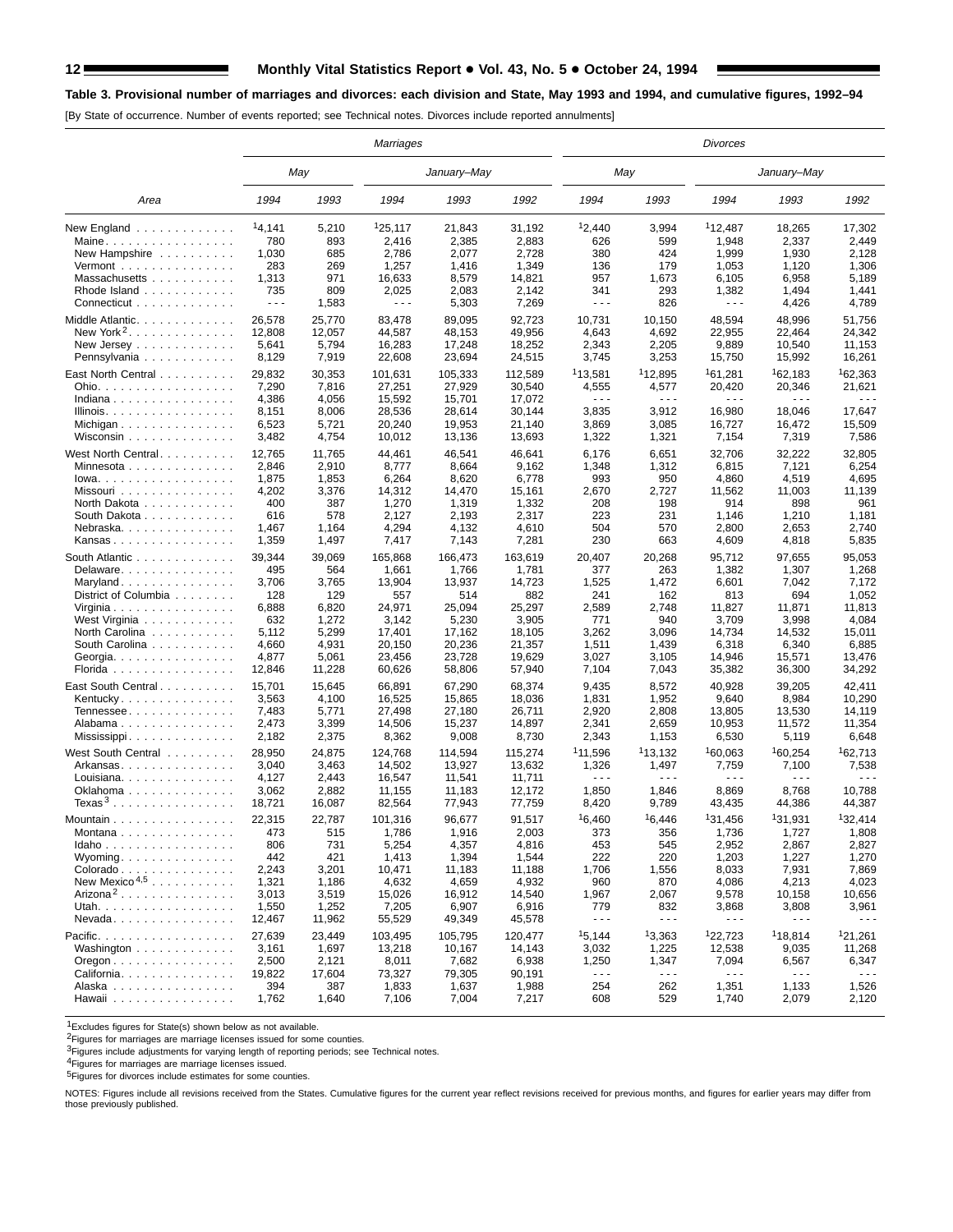**Table 3. Provisional number of marriages and divorces: each division and State, May 1993 and 1994, and cumulative figures, 1992–94**

[By State of occurrence. Number of events reported; see Technical notes. Divorces include reported annulments]

| Area | *Marriages* | | | | | *Divorces* | | | | |
|---|---|---|---|---|---|---|---|---|---|---|
| | *May* | | *January–May* | | | *May* | | *January–May* | | |
| | *1994* | *1993* | *1994* | *1993* | *1992* | *1994* | *1993* | *1994* | *1993* | *1992* |
| New England | [1]4,141 | 5,210 | [1]25,117 | 21,843 | 31,192 | [1]2,440 | 3,994 | [1]12,487 | 18,265 | 17,302 |
| Maine | 780 | 893 | 2,416 | 2,385 | 2,883 | 626 | 599 | 1,948 | 2,337 | 2,449 |
| New Hampshire | 1,030 | 685 | 2,786 | 2,077 | 2,728 | 380 | 424 | 1,999 | 1,930 | 2,128 |
| Vermont | 283 | 269 | 1,257 | 1,416 | 1,349 | 136 | 179 | 1,053 | 1,120 | 1,306 |
| Massachusetts | 1,313 | 971 | 16,633 | 8,579 | 14,821 | 957 | 1,673 | 6,105 | 6,958 | 5,189 |
| Rhode Island | 735 | 809 | 2,025 | 2,083 | 2,142 | 341 | 293 | 1,382 | 1,494 | 1,441 |
| Connecticut | - - - | 1,583 | - - - | 5,303 | 7,269 | - - - | 826 | - - - | 4,426 | 4,789 |
| Middle Atlantic | 26,578 | 25,770 | 83,478 | 89,095 | 92,723 | 10,731 | 10,150 | 48,594 | 48,996 | 51,756 |
| New York[2] | 12,808 | 12,057 | 44,587 | 48,153 | 49,956 | 4,643 | 4,692 | 22,955 | 22,464 | 24,342 |
| New Jersey | 5,641 | 5,794 | 16,283 | 17,248 | 18,252 | 2,343 | 2,205 | 9,889 | 10,540 | 11,153 |
| Pennsylvania | 8,129 | 7,919 | 22,608 | 23,694 | 24,515 | 3,745 | 3,253 | 15,750 | 15,992 | 16,261 |
| East North Central | 29,832 | 30,353 | 101,631 | 105,333 | 112,589 | [1]13,581 | [1]12,895 | [1]61,281 | [1]62,183 | [1]62,363 |
| Ohio | 7,290 | 7,816 | 27,251 | 27,929 | 30,540 | 4,555 | 4,577 | 20,420 | 20,346 | 21,621 |
| Indiana | 4,386 | 4,056 | 15,592 | 15,701 | 17,072 | - - - | - - - | - - - | - - - | - - - |
| Illinois | 8,151 | 8,006 | 28,536 | 28,614 | 30,144 | 3,835 | 3,912 | 16,980 | 18,046 | 17,647 |
| Michigan | 6,523 | 5,721 | 20,240 | 19,953 | 21,140 | 3,869 | 3,085 | 16,727 | 16,472 | 15,509 |
| Wisconsin | 3,482 | 4,754 | 10,012 | 13,136 | 13,693 | 1,322 | 1,321 | 7,154 | 7,319 | 7,586 |
| West North Central | 12,765 | 11,765 | 44,461 | 46,541 | 46,641 | 6,176 | 6,651 | 32,706 | 32,222 | 32,805 |
| Minnesota | 2,846 | 2,910 | 8,777 | 8,664 | 9,162 | 1,348 | 1,312 | 6,815 | 7,121 | 6,254 |
| Iowa | 1,875 | 1,853 | 6,264 | 8,620 | 6,778 | 993 | 950 | 4,860 | 4,519 | 4,695 |
| Missouri | 4,202 | 3,376 | 14,312 | 14,470 | 15,161 | 2,670 | 2,727 | 11,562 | 11,003 | 11,139 |
| North Dakota | 400 | 387 | 1,270 | 1,319 | 1,332 | 208 | 198 | 914 | 898 | 961 |
| South Dakota | 616 | 578 | 2,127 | 2,193 | 2,317 | 223 | 231 | 1,146 | 1,210 | 1,181 |
| Nebraska | 1,467 | 1,164 | 4,294 | 4,132 | 4,610 | 504 | 570 | 2,800 | 2,653 | 2,740 |
| Kansas | 1,359 | 1,497 | 7,417 | 7,143 | 7,281 | 230 | 663 | 4,609 | 4,818 | 5,835 |
| South Atlantic | 39,344 | 39,069 | 165,868 | 166,473 | 163,619 | 20,407 | 20,268 | 95,712 | 97,655 | 95,053 |
| Delaware | 495 | 564 | 1,661 | 1,766 | 1,781 | 377 | 263 | 1,382 | 1,307 | 1,268 |
| Maryland | 3,706 | 3,765 | 13,904 | 13,937 | 14,723 | 1,525 | 1,472 | 6,601 | 7,042 | 7,172 |
| District of Columbia | 128 | 129 | 557 | 514 | 882 | 241 | 162 | 813 | 694 | 1,052 |
| Virginia | 6,888 | 6,820 | 24,971 | 25,094 | 25,297 | 2,589 | 2,748 | 11,827 | 11,871 | 11,813 |
| West Virginia | 632 | 1,272 | 3,142 | 5,230 | 3,905 | 771 | 940 | 3,709 | 3,998 | 4,084 |
| North Carolina | 5,112 | 5,299 | 17,401 | 17,162 | 18,105 | 3,262 | 3,096 | 14,734 | 14,532 | 15,011 |
| South Carolina | 4,660 | 4,931 | 20,150 | 20,236 | 21,357 | 1,511 | 1,439 | 6,318 | 6,340 | 6,885 |
| Georgia | 4,877 | 5,061 | 23,456 | 23,728 | 19,629 | 3,027 | 3,105 | 14,946 | 15,571 | 13,476 |
| Florida | 12,846 | 11,228 | 60,626 | 58,806 | 57,940 | 7,104 | 7,043 | 35,382 | 36,300 | 34,292 |
| East South Central | 15,701 | 15,645 | 66,891 | 67,290 | 68,374 | 9,435 | 8,572 | 40,928 | 39,205 | 42,411 |
| Kentucky | 3,563 | 4,100 | 16,525 | 15,865 | 18,036 | 1,831 | 1,952 | 9,640 | 8,984 | 10,290 |
| Tennessee | 7,483 | 5,771 | 27,498 | 27,180 | 26,711 | 2,920 | 2,808 | 13,805 | 13,530 | 14,119 |
| Alabama | 2,473 | 3,399 | 14,506 | 15,237 | 14,897 | 2,341 | 2,659 | 10,953 | 11,572 | 11,354 |
| Mississippi | 2,182 | 2,375 | 8,362 | 9,008 | 8,730 | 2,343 | 1,153 | 6,530 | 5,119 | 6,648 |
| West South Central | 28,950 | 24,875 | 124,768 | 114,594 | 115,274 | [1]11,596 | [1]13,132 | [1]60,063 | [1]60,254 | [1]62,713 |
| Arkansas | 3,040 | 3,463 | 14,502 | 13,927 | 13,632 | 1,326 | 1,497 | 7,759 | 7,100 | 7,538 |
| Louisiana | 4,127 | 2,443 | 16,547 | 11,541 | 11,711 | - - - | - - - | - - - | - - - | - - - |
| Oklahoma | 3,062 | 2,882 | 11,155 | 11,183 | 12,172 | 1,850 | 1,846 | 8,869 | 8,768 | 10,788 |
| Texas[3] | 18,721 | 16,087 | 82,564 | 77,943 | 77,759 | 8,420 | 9,789 | 43,435 | 44,386 | 44,387 |
| Mountain | 22,315 | 22,787 | 101,316 | 96,677 | 91,517 | [1]6,460 | [1]6,446 | [1]31,456 | [1]31,931 | [1]32,414 |
| Montana | 473 | 515 | 1,786 | 1,916 | 2,003 | 373 | 356 | 1,736 | 1,727 | 1,808 |
| Idaho | 806 | 731 | 5,254 | 4,357 | 4,816 | 453 | 545 | 2,952 | 2,867 | 2,827 |
| Wyoming | 442 | 421 | 1,413 | 1,394 | 1,544 | 222 | 220 | 1,203 | 1,227 | 1,270 |
| Colorado | 2,243 | 3,201 | 10,471 | 11,183 | 11,188 | 1,706 | 1,556 | 8,033 | 7,931 | 7,869 |
| New Mexico[4,5] | 1,321 | 1,186 | 4,632 | 4,659 | 4,932 | 960 | 870 | 4,086 | 4,213 | 4,023 |
| Arizona[2] | 3,013 | 3,519 | 15,026 | 16,912 | 14,540 | 1,967 | 2,067 | 9,578 | 10,158 | 10,656 |
| Utah | 1,550 | 1,252 | 7,205 | 6,907 | 6,916 | 779 | 832 | 3,868 | 3,808 | 3,961 |
| Nevada | 12,467 | 11,962 | 55,529 | 49,349 | 45,578 | - - - | - - - | - - - | - - - | - - - |
| Pacific | 27,639 | 23,449 | 103,495 | 105,795 | 120,477 | [1]5,144 | [1]3,363 | [1]22,723 | [1]18,814 | [1]21,261 |
| Washington | 3,161 | 1,697 | 13,218 | 10,167 | 14,143 | 3,032 | 1,225 | 12,538 | 9,035 | 11,268 |
| Oregon | 2,500 | 2,121 | 8,011 | 7,682 | 6,938 | 1,250 | 1,347 | 7,094 | 6,567 | 6,347 |
| California | 19,822 | 17,604 | 73,327 | 79,305 | 90,191 | - - - | - - - | - - - | - - - | - - - |
| Alaska | 394 | 387 | 1,833 | 1,637 | 1,988 | 254 | 262 | 1,351 | 1,133 | 1,526 |
| Hawaii | 1,762 | 1,640 | 7,106 | 7,004 | 7,217 | 608 | 529 | 1,740 | 2,079 | 2,120 |

[1]Excludes figures for State(s) shown below as not available.

[2]Figures for marriages are marriage licenses issued for some counties.

[3]Figures include adjustments for varying length of reporting periods; see Technical notes.

[4]Figures for marriages are marriage licenses issued.

[5]Figures for divorces include estimates for some counties.

NOTES: Figures include all revisions received from the States. Cumulative figures for the current year reflect revisions received for previous months, and figures for earlier years may differ from those previously published.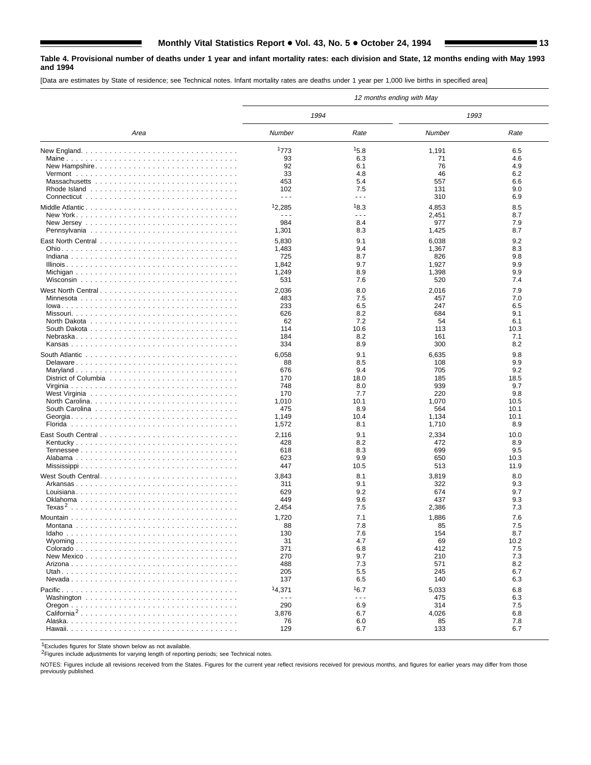**Table 4. Provisional number of deaths under 1 year and infant mortality rates: each division and State, 12 months ending with May 1993 and 1994**

[Data are estimates by State of residence; see Technical notes. Infant mortality rates are deaths under 1 year per 1,000 live births in specified area]

| Area | 12 months ending with May | | | |
|---|---|---|---|---|
| | 1994 | | 1993 | |
| | Number | Rate | Number | Rate |
| New England | [1]773 | [1]5.8 | 1,191 | 6.5 |
| Maine | 93 | 6.3 | 71 | 4.6 |
| New Hampshire | 92 | 6.1 | 76 | 4.9 |
| Vermont | 33 | 4.8 | 46 | 6.2 |
| Massachusetts | 453 | 5.4 | 557 | 6.6 |
| Rhode Island | 102 | 7.5 | 131 | 9.0 |
| Connecticut | - - - | - - - | 310 | 6.9 |
| Middle Atlantic | [1]2,285 | [1]8.3 | 4,853 | 8.5 |
| New York | - - - | - - - | 2,451 | 8.7 |
| New Jersey | 984 | 8.4 | 977 | 7.9 |
| Pennsylvania | 1,301 | 8.3 | 1,425 | 8.7 |
| East North Central | 5,830 | 9.1 | 6,038 | 9.2 |
| Ohio | 1,483 | 9.4 | 1,367 | 8.3 |
| Indiana | 725 | 8.7 | 826 | 9.8 |
| Illinois | 1,842 | 9.7 | 1,927 | 9.9 |
| Michigan | 1,249 | 8.9 | 1,398 | 9.9 |
| Wisconsin | 531 | 7.6 | 520 | 7.4 |
| West North Central | 2,036 | 8.0 | 2,016 | 7.9 |
| Minnesota | 483 | 7.5 | 457 | 7.0 |
| Iowa | 233 | 6.5 | 247 | 6.5 |
| Missouri | 626 | 8.2 | 684 | 9.1 |
| North Dakota | 62 | 7.2 | 54 | 6.1 |
| South Dakota | 114 | 10.6 | 113 | 10.3 |
| Nebraska | 184 | 8.2 | 161 | 7.1 |
| Kansas | 334 | 8.9 | 300 | 8.2 |
| South Atlantic | 6,058 | 9.1 | 6,635 | 9.8 |
| Delaware | 88 | 8.5 | 108 | 9.9 |
| Maryland | 676 | 9.4 | 705 | 9.2 |
| District of Columbia | 170 | 18.0 | 185 | 18.5 |
| Virginia | 748 | 8.0 | 939 | 9.7 |
| West Virginia | 170 | 7.7 | 220 | 9.8 |
| North Carolina | 1,010 | 10.1 | 1,070 | 10.5 |
| South Carolina | 475 | 8.9 | 564 | 10.1 |
| Georgia | 1,149 | 10.4 | 1,134 | 10.1 |
| Florida | 1,572 | 8.1 | 1,710 | 8.9 |
| East South Central | 2,116 | 9.1 | 2,334 | 10.0 |
| Kentucky | 428 | 8.2 | 472 | 8.9 |
| Tennessee | 618 | 8.3 | 699 | 9.5 |
| Alabama | 623 | 9.9 | 650 | 10.3 |
| Mississippi | 447 | 10.5 | 513 | 11.9 |
| West South Central | 3,843 | 8.1 | 3,819 | 8.0 |
| Arkansas | 311 | 9.1 | 322 | 9.3 |
| Louisiana | 629 | 9.2 | 674 | 9.7 |
| Oklahoma | 449 | 9.6 | 437 | 9.3 |
| Texas[2] | 2,454 | 7.5 | 2,386 | 7.3 |
| Mountain | 1,720 | 7.1 | 1,886 | 7.6 |
| Montana | 88 | 7.8 | 85 | 7.5 |
| Idaho | 130 | 7.6 | 154 | 8.7 |
| Wyoming | 31 | 4.7 | 69 | 10.2 |
| Colorado | 371 | 6.8 | 412 | 7.5 |
| New Mexico | 270 | 9.7 | 210 | 7.3 |
| Arizona | 488 | 7.3 | 571 | 8.2 |
| Utah | 205 | 5.5 | 245 | 6.7 |
| Nevada | 137 | 6.5 | 140 | 6.3 |
| Pacific | [1]4,371 | [1]6.7 | 5,033 | 6.8 |
| Washington | - - - | - - - | 475 | 6.3 |
| Oregon | 290 | 6.9 | 314 | 7.5 |
| California[2] | 3,876 | 6.7 | 4,026 | 6.8 |
| Alaska | 76 | 6.0 | 85 | 7.8 |
| Hawaii | 129 | 6.7 | 133 | 6.7 |

[1]Excludes figures for State shown below as not available.

[2]Figures include adjustments for varying length of reporting periods; see Technical notes.

NOTES: Figures include all revisions received from the States. Figures for the current year reflect revisions received for previous months, and figures for earlier years may differ from those previously published.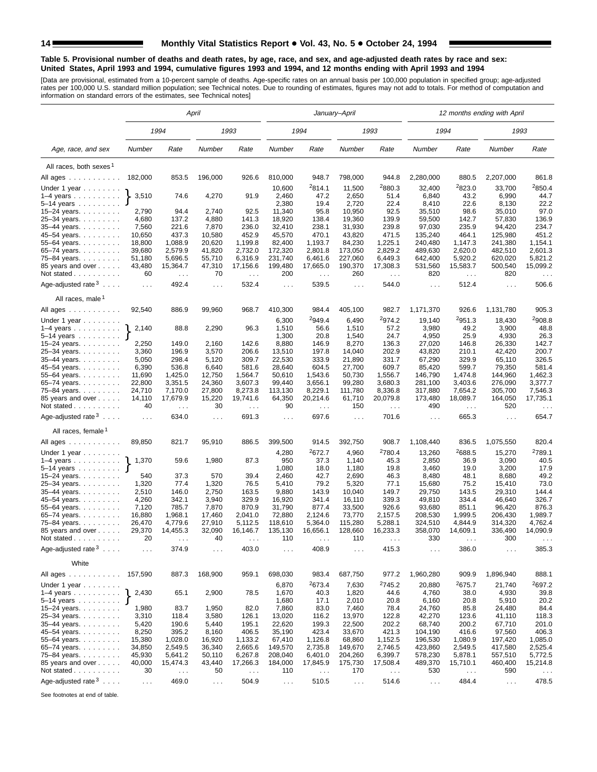**Table 5. Provisional number of deaths and death rates, by age, race, and sex, and age-adjusted death rates by race and sex: United States, April 1993 and 1994, cumulative figures 1993 and 1994, and 12 months ending with April 1993 and 1994**

[Data are provisional, estimated from a 10-percent sample of deaths. Age-specific rates on an annual basis per 100,000 population in specified group; age-adjusted rates per 100,000 U.S. standard million population; see Technical notes. Due to rounding of estimates, figures may not add to totals. For method of computation and information on standard errors of the estimates, see Technical notes]

| Age, race, and sex | *April* | | | | *January–April* | | | | *12 months ending with April* | | | |
|---|---|---|---|---|---|---|---|---|---|---|---|---|
| | *1994* | | *1993* | | *1994* | | *1993* | | *1994* | | *1993* | |
| | *Number* | *Rate* | *Number* | *Rate* | *Number* | *Rate* | *Number* | *Rate* | *Number* | *Rate* | *Number* | *Rate* |
| All races, both sexes[1] | | | | | | | | | | | | |
| All ages | 182,000 | 853.5 | 196,000 | 926.6 | 810,000 | 948.7 | 798,000 | 944.8 | 2,280,000 | 880.5 | 2,207,000 | 861.8 |
| Under 1 year | | | | | 10,600 | [2]814.1 | 11,500 | [2]880.3 | 32,400 | [2]823.0 | 33,700 | [2]850.4 |
| 1–4 years | 3,510 | 74.6 | 4,270 | 91.9 | 2,460 | 47.2 | 2,650 | 51.4 | 6,840 | 43.2 | 6,990 | 44.7 |
| 5–14 years | | | | | 2,380 | 19.4 | 2,720 | 22.4 | 8,410 | 22.6 | 8,130 | 22.2 |
| 15–24 years | 2,790 | 94.4 | 2,740 | 92.5 | 11,340 | 95.8 | 10,950 | 92.5 | 35,510 | 98.6 | 35,010 | 97.0 |
| 25–34 years | 4,680 | 137.2 | 4,880 | 141.3 | 18,920 | 138.4 | 19,360 | 139.9 | 59,500 | 142.7 | 57,830 | 136.9 |
| 35–44 years | 7,560 | 221.6 | 7,870 | 236.0 | 32,410 | 238.1 | 31,930 | 239.8 | 97,030 | 235.9 | 94,420 | 234.7 |
| 45–54 years | 10,650 | 437.3 | 10,580 | 452.9 | 45,570 | 470.1 | 43,820 | 471.5 | 135,240 | 464.1 | 125,980 | 451.2 |
| 55–64 years | 18,800 | 1,088.9 | 20,620 | 1,199.8 | 82,400 | 1,193.7 | 84,230 | 1,225.1 | 240,480 | 1,147.3 | 241,380 | 1,154.1 |
| 65–74 years | 39,680 | 2,579.9 | 41,820 | 2,732.0 | 172,320 | 2,801.8 | 173,050 | 2,829.2 | 489,630 | 2,620.0 | 482,510 | 2,601.3 |
| 75–84 years | 51,180 | 5,696.5 | 55,710 | 6,316.9 | 231,740 | 6,461.6 | 227,060 | 6,449.3 | 642,400 | 5,920.2 | 620,020 | 5,821.2 |
| 85 years and over | 43,480 | 15,364.7 | 47,310 | 17,156.6 | 199,480 | 17,665.0 | 190,370 | 17,308.3 | 531,560 | 15,583.7 | 500,540 | 15,099.2 |
| Not stated | 60 | . . . | 70 | . . . | 200 | . . . | 260 | . . . | 820 | . . . | 820 | . . . |
| Age-adjusted rate[3] | . . . | 492.4 | . . . | 532.4 | . . . | 539.5 | . . . | 544.0 | . . . | 512.4 | . . . | 506.6 |
| All races, male[1] | | | | | | | | | | | | |
| All ages | 92,540 | 886.9 | 99,960 | 968.7 | 410,300 | 984.4 | 405,100 | 982.7 | 1,171,370 | 926.6 | 1,131,780 | 905.3 |
| Under 1 year | | | | | 6,300 | [2]949.4 | 6,490 | [2]974.2 | 19,140 | [2]951.3 | 18,430 | [2]908.8 |
| 1–4 years | 2,140 | 88.8 | 2,290 | 96.3 | 1,510 | 56.6 | 1,510 | 57.2 | 3,980 | 49.2 | 3,900 | 48.8 |
| 5–14 years | | | | | 1,300 | 20.8 | 1,540 | 24.7 | 4,950 | 25.9 | 4,930 | 26.3 |
| 15–24 years | 2,250 | 149.0 | 2,160 | 142.6 | 8,880 | 146.9 | 8,270 | 136.3 | 27,020 | 146.8 | 26,330 | 142.7 |
| 25–34 years | 3,360 | 196.9 | 3,570 | 206.6 | 13,510 | 197.8 | 14,040 | 202.9 | 43,820 | 210.1 | 42,420 | 200.7 |
| 35–44 years | 5,050 | 298.4 | 5,120 | 309.7 | 22,530 | 333.9 | 21,890 | 331.7 | 67,290 | 329.9 | 65,110 | 326.5 |
| 45–54 years | 6,390 | 536.8 | 6,640 | 581.6 | 28,640 | 604.5 | 27,700 | 609.7 | 85,420 | 599.7 | 79,350 | 581.4 |
| 55–64 years | 11,690 | 1,425.0 | 12,750 | 1,564.7 | 50,610 | 1,543.6 | 50,730 | 1,556.7 | 146,790 | 1,474.8 | 144,960 | 1,462.3 |
| 65–74 years | 22,800 | 3,351.5 | 24,360 | 3,607.3 | 99,440 | 3,656.1 | 99,280 | 3,680.3 | 281,100 | 3,403.6 | 276,090 | 3,377.7 |
| 75–84 years | 24,710 | 7,170.0 | 27,800 | 8,273.8 | 113,130 | 8,229.1 | 111,780 | 8,336.8 | 317,880 | 7,654.2 | 305,700 | 7,546.3 |
| 85 years and over | 14,110 | 17,679.9 | 15,220 | 19,741.6 | 64,350 | 20,214.6 | 61,710 | 20,079.8 | 173,480 | 18,089.7 | 164,050 | 17,735.1 |
| Not stated | 40 | . . . | 30 | . . . | 90 | . . . | 150 | . . . | 490 | . . . | 520 | . . . |
| Age-adjusted rate[3] | . . . | 634.0 | . . . | 691.3 | . . . | 697.6 | . . . | 701.6 | . . . | 665.3 | . . . | 654.7 |
| All races, female[1] | | | | | | | | | | | | |
| All ages | 89,850 | 821.7 | 95,910 | 886.5 | 399,500 | 914.5 | 392,750 | 908.7 | 1,108,440 | 836.5 | 1,075,550 | 820.4 |
| Under 1 year | | | | | 4,280 | [2]672.7 | 4,960 | [2]780.4 | 13,260 | [2]688.5 | 15,270 | [2]789.1 |
| 1–4 years | 1,370 | 59.6 | 1,980 | 87.3 | 950 | 37.3 | 1,140 | 45.3 | 2,850 | 36.9 | 3,090 | 40.5 |
| 5–14 years | | | | | 1,080 | 18.0 | 1,180 | 19.8 | 3,460 | 19.0 | 3,200 | 17.9 |
| 15–24 years | 540 | 37.3 | 570 | 39.4 | 2,460 | 42.7 | 2,690 | 46.3 | 8,480 | 48.1 | 8,680 | 49.2 |
| 25–34 years | 1,320 | 77.4 | 1,320 | 76.5 | 5,410 | 79.2 | 5,320 | 77.1 | 15,680 | 75.2 | 15,410 | 73.0 |
| 35–44 years | 2,510 | 146.0 | 2,750 | 163.5 | 9,880 | 143.9 | 10,040 | 149.7 | 29,750 | 143.5 | 29,310 | 144.4 |
| 45–54 years | 4,260 | 342.1 | 3,940 | 329.9 | 16,920 | 341.4 | 16,110 | 339.3 | 49,810 | 334.4 | 46,640 | 326.7 |
| 55–64 years | 7,120 | 785.7 | 7,870 | 870.9 | 31,790 | 877.4 | 33,500 | 926.6 | 93,680 | 851.1 | 96,420 | 876.3 |
| 65–74 years | 16,880 | 1,968.1 | 17,460 | 2,041.0 | 72,880 | 2,124.6 | 73,770 | 2,157.5 | 208,530 | 1,999.5 | 206,430 | 1,989.7 |
| 75–84 years | 26,470 | 4,779.6 | 27,910 | 5,112.5 | 118,610 | 5,364.0 | 115,280 | 5,288.1 | 324,510 | 4,844.9 | 314,320 | 4,762.4 |
| 85 years and over | 29,370 | 14,455.3 | 32,090 | 16,146.7 | 135,130 | 16,656.1 | 128,660 | 16,233.3 | 358,070 | 14,609.1 | 336,490 | 14,090.9 |
| Not stated | 20 | . . . | 40 | . . . | 110 | . . . | 110 | . . . | 330 | . . . | 300 | . . . |
| Age-adjusted rate[3] | . . . | 374.9 | . . . | 403.0 | . . . | 408.9 | . . . | 415.3 | . . . | 386.0 | . . . | 385.3 |
| White | | | | | | | | | | | | |
| All ages | 157,590 | 887.3 | 168,900 | 959.1 | 698,030 | 983.4 | 687,750 | 977.2 | 1,960,280 | 909.9 | 1,896,940 | 888.1 |
| Under 1 year | | | | | 6,870 | [2]673.4 | 7,630 | [2]745.2 | 20,880 | [2]675.7 | 21,740 | [2]697.2 |
| 1–4 years | 2,430 | 65.1 | 2,900 | 78.5 | 1,670 | 40.3 | 1,820 | 44.6 | 4,760 | 38.0 | 4,930 | 39.8 |
| 5–14 years | | | | | 1,680 | 17.1 | 2,010 | 20.8 | 6,160 | 20.8 | 5,910 | 20.2 |
| 15–24 years | 1,980 | 83.7 | 1,950 | 82.0 | 7,860 | 83.0 | 7,460 | 78.4 | 24,760 | 85.8 | 24,480 | 84.4 |
| 25–34 years | 3,310 | 118.4 | 3,580 | 126.1 | 13,020 | 116.2 | 13,970 | 122.8 | 42,270 | 123.6 | 41,110 | 118.3 |
| 35–44 years | 5,420 | 190.6 | 5,440 | 195.1 | 22,620 | 199.3 | 22,500 | 202.2 | 68,740 | 200.2 | 67,710 | 201.0 |
| 45–54 years | 8,250 | 395.2 | 8,160 | 406.5 | 35,190 | 423.4 | 33,670 | 421.3 | 104,190 | 416.6 | 97,560 | 406.3 |
| 55–64 years | 15,380 | 1,028.0 | 16,920 | 1,133.2 | 67,410 | 1,126.8 | 68,860 | 1,152.5 | 196,530 | 1,080.9 | 197,420 | 1,085.0 |
| 65–74 years | 34,850 | 2,549.5 | 36,340 | 2,665.6 | 149,570 | 2,735.8 | 149,670 | 2,746.5 | 423,860 | 2,549.5 | 417,580 | 2,525.4 |
| 75–84 years | 45,930 | 5,641.2 | 50,110 | 6,267.8 | 208,040 | 6,401.0 | 204,260 | 6,399.7 | 578,230 | 5,878.1 | 557,510 | 5,772.5 |
| 85 years and over | 40,000 | 15,474.3 | 43,440 | 17,266.3 | 184,000 | 17,845.9 | 175,730 | 17,508.4 | 489,370 | 15,710.1 | 460,400 | 15,214.8 |
| Not stated | 30 | . . . | 50 | . . . | 110 | . . . | 170 | . . . | 530 | . . . | 590 | . . . |
| Age-adjusted rate[3] | . . . | 469.0 | . . . | 504.9 | . . . | 510.5 | . . . | 514.6 | . . . | 484.4 | . . . | 478.5 |

See footnotes at end of table.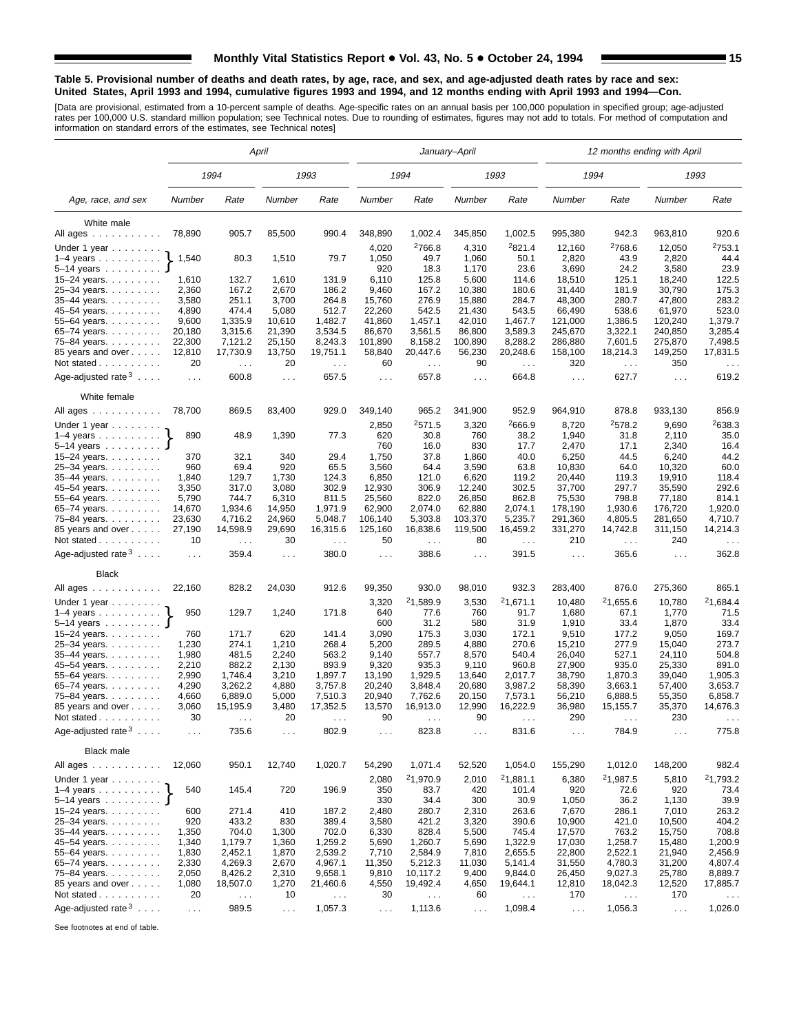**Table 5. Provisional number of deaths and death rates, by age, race, and sex, and age-adjusted death rates by race and sex: United States, April 1993 and 1994, cumulative figures 1993 and 1994, and 12 months ending with April 1993 and 1994—Con.**

[Data are provisional, estimated from a 10-percent sample of deaths. Age-specific rates on an annual basis per 100,000 population in specified group; age-adjusted rates per 100,000 U.S. standard million population; see Technical notes. Due to rounding of estimates, figures may not add to totals. For method of computation and information on standard errors of the estimates, see Technical notes]

| Age, race, and sex | April | | | | January–April | | | | 12 months ending with April | | | |
|---|---|---|---|---|---|---|---|---|---|---|---|---|
| | 1994 | | 1993 | | 1994 | | 1993 | | 1994 | | 1993 | |
| | Number | Rate | Number | Rate | Number | Rate | Number | Rate | Number | Rate | Number | Rate |
| **White male** | | | | | | | | | | | | |
| All ages | 78,890 | 905.7 | 85,500 | 990.4 | 348,890 | 1,002.4 | 345,850 | 1,002.5 | 995,380 | 942.3 | 963,810 | 920.6 |
| Under 1 year | 1,540 | 80.3 | 1,510 | 79.7 | 4,020 | [2]766.8 | 4,310 | [2]821.4 | 12,160 | [2]768.6 | 12,050 | [2]753.1 |
| 1–4 years | | | | | 1,050 | 49.7 | 1,060 | 50.1 | 2,820 | 43.9 | 2,820 | 44.4 |
| 5–14 years | | | | | 920 | 18.3 | 1,170 | 23.6 | 3,690 | 24.2 | 3,580 | 23.9 |
| 15–24 years | 1,610 | 132.7 | 1,610 | 131.9 | 6,110 | 125.8 | 5,600 | 114.6 | 18,510 | 125.1 | 18,240 | 122.5 |
| 25–34 years | 2,360 | 167.2 | 2,670 | 186.2 | 9,460 | 167.2 | 10,380 | 180.6 | 31,440 | 181.9 | 30,790 | 175.3 |
| 35–44 years | 3,580 | 251.1 | 3,700 | 264.8 | 15,760 | 276.9 | 15,880 | 284.7 | 48,300 | 280.7 | 47,800 | 283.2 |
| 45–54 years | 4,890 | 474.4 | 5,080 | 512.7 | 22,260 | 542.5 | 21,430 | 543.5 | 66,490 | 538.6 | 61,970 | 523.0 |
| 55–64 years | 9,600 | 1,335.9 | 10,610 | 1,482.7 | 41,860 | 1,457.1 | 42,010 | 1,467.7 | 121,000 | 1,386.5 | 120,240 | 1,379.7 |
| 65–74 years | 20,180 | 3,315.6 | 21,390 | 3,534.5 | 86,670 | 3,561.5 | 86,800 | 3,589.3 | 245,670 | 3,322.1 | 240,850 | 3,285.4 |
| 75–84 years | 22,300 | 7,121.2 | 25,150 | 8,243.3 | 101,890 | 8,158.2 | 100,890 | 8,288.2 | 286,880 | 7,601.5 | 275,870 | 7,498.5 |
| 85 years and over | 12,810 | 17,730.9 | 13,750 | 19,751.1 | 58,840 | 20,447.6 | 56,230 | 20,248.6 | 158,100 | 18,214.3 | 149,250 | 17,831.5 |
| Not stated | 20 | . . . | 20 | . . . | 60 | . . . | 90 | . . . | 320 | . . . | 350 | . . . |
| Age-adjusted rate[3] | . . . | 600.8 | . . . | 657.5 | . . . | 657.8 | . . . | 664.8 | . . . | 627.7 | . . . | 619.2 |
| **White female** | | | | | | | | | | | | |
| All ages | 78,700 | 869.5 | 83,400 | 929.0 | 349,140 | 965.2 | 341,900 | 952.9 | 964,910 | 878.8 | 933,130 | 856.9 |
| Under 1 year | 890 | 48.9 | 1,390 | 77.3 | 2,850 | [2]571.5 | 3,320 | [2]666.9 | 8,720 | [2]578.2 | 9,690 | [2]638.3 |
| 1–4 years | | | | | 620 | 30.8 | 760 | 38.2 | 1,940 | 31.8 | 2,110 | 35.0 |
| 5–14 years | | | | | 760 | 16.0 | 830 | 17.7 | 2,470 | 17.1 | 2,340 | 16.4 |
| 15–24 years | 370 | 32.1 | 340 | 29.4 | 1,750 | 37.8 | 1,860 | 40.0 | 6,250 | 44.5 | 6,240 | 44.2 |
| 25–34 years | 960 | 69.4 | 920 | 65.5 | 3,560 | 64.4 | 3,590 | 63.8 | 10,830 | 64.0 | 10,320 | 60.0 |
| 35–44 years | 1,840 | 129.7 | 1,730 | 124.3 | 6,850 | 121.0 | 6,620 | 119.2 | 20,440 | 119.3 | 19,910 | 118.4 |
| 45–54 years | 3,350 | 317.0 | 3,080 | 302.9 | 12,930 | 306.9 | 12,240 | 302.5 | 37,700 | 297.7 | 35,590 | 292.6 |
| 55–64 years | 5,790 | 744.7 | 6,310 | 811.5 | 25,560 | 822.0 | 26,850 | 862.8 | 75,530 | 798.8 | 77,180 | 814.1 |
| 65–74 years | 14,670 | 1,934.6 | 14,950 | 1,971.9 | 62,900 | 2,074.0 | 62,880 | 2,074.1 | 178,190 | 1,930.6 | 176,720 | 1,920.0 |
| 75–84 years | 23,630 | 4,716.2 | 24,960 | 5,048.7 | 106,140 | 5,303.8 | 103,370 | 5,235.7 | 291,360 | 4,805.5 | 281,650 | 4,710.7 |
| 85 years and over | 27,190 | 14,598.9 | 29,690 | 16,315.6 | 125,160 | 16,838.6 | 119,500 | 16,459.2 | 331,270 | 14,742.8 | 311,150 | 14,214.3 |
| Not stated | 10 | . . . | 30 | . . . | 50 | . . . | 80 | . . . | 210 | . . . | 240 | . . . |
| Age-adjusted rate[3] | . . . | 359.4 | . . . | 380.0 | . . . | 388.6 | . . . | 391.5 | . . . | 365.6 | . . . | 362.8 |
| **Black** | | | | | | | | | | | | |
| All ages | 22,160 | 828.2 | 24,030 | 912.6 | 99,350 | 930.0 | 98,010 | 932.3 | 283,400 | 876.0 | 275,360 | 865.1 |
| Under 1 year | 950 | 129.7 | 1,240 | 171.8 | 3,320 | [2]1,589.9 | 3,530 | [2]1,671.1 | 10,480 | [2]1,655.6 | 10,780 | [2]1,684.4 |
| 1–4 years | | | | | 640 | 77.6 | 760 | 91.7 | 1,680 | 67.1 | 1,770 | 71.5 |
| 5–14 years | | | | | 600 | 31.2 | 580 | 31.9 | 1,910 | 33.4 | 1,870 | 33.4 |
| 15–24 years | 760 | 171.7 | 620 | 141.4 | 3,090 | 175.3 | 3,030 | 172.1 | 9,510 | 177.2 | 9,050 | 169.7 |
| 25–34 years | 1,230 | 274.1 | 1,210 | 268.4 | 5,200 | 289.5 | 4,880 | 270.6 | 15,210 | 277.9 | 15,040 | 273.7 |
| 35–44 years | 1,980 | 481.5 | 2,240 | 563.2 | 9,140 | 557.7 | 8,570 | 540.4 | 26,040 | 527.1 | 24,110 | 504.8 |
| 45–54 years | 2,210 | 882.2 | 2,130 | 893.9 | 9,320 | 935.3 | 9,110 | 960.8 | 27,900 | 935.0 | 25,330 | 891.0 |
| 55–64 years | 2,990 | 1,746.4 | 3,210 | 1,897.7 | 13,190 | 1,929.5 | 13,640 | 2,017.7 | 38,790 | 1,870.3 | 39,040 | 1,905.3 |
| 65–74 years | 4,290 | 3,262.2 | 4,880 | 3,757.8 | 20,240 | 3,848.4 | 20,680 | 3,987.2 | 58,390 | 3,663.1 | 57,400 | 3,653.7 |
| 75–84 years | 4,660 | 6,889.0 | 5,000 | 7,510.3 | 20,940 | 7,762.6 | 20,150 | 7,573.1 | 56,210 | 6,888.5 | 55,350 | 6,858.7 |
| 85 years and over | 3,060 | 15,195.9 | 3,480 | 17,352.5 | 13,570 | 16,913.0 | 12,990 | 16,222.9 | 36,980 | 15,155.7 | 35,370 | 14,676.3 |
| Not stated | 30 | . . . | 20 | . . . | 90 | . . . | 90 | . . . | 290 | . . . | 230 | . . . |
| Age-adjusted rate[3] | . . . | 735.6 | . . . | 802.9 | . . . | 823.8 | . . . | 831.6 | . . . | 784.9 | . . . | 775.8 |
| **Black male** | | | | | | | | | | | | |
| All ages | 12,060 | 950.1 | 12,740 | 1,020.7 | 54,290 | 1,071.4 | 52,520 | 1,054.0 | 155,290 | 1,012.0 | 148,200 | 982.4 |
| Under 1 year | 540 | 145.4 | 720 | 196.9 | 2,080 | [2]1,970.9 | 2,010 | [2]1,881.1 | 6,380 | [2]1,987.5 | 5,810 | [2]1,793.2 |
| 1–4 years | | | | | 350 | 83.7 | 420 | 101.4 | 920 | 72.6 | 920 | 73.4 |
| 5–14 years | | | | | 330 | 34.4 | 300 | 30.9 | 1,050 | 36.2 | 1,130 | 39.9 |
| 15–24 years | 600 | 271.4 | 410 | 187.2 | 2,480 | 280.7 | 2,310 | 263.6 | 7,670 | 286.1 | 7,010 | 263.2 |
| 25–34 years | 920 | 433.2 | 830 | 389.4 | 3,580 | 421.2 | 3,320 | 390.6 | 10,900 | 421.0 | 10,500 | 404.2 |
| 35–44 years | 1,350 | 704.0 | 1,300 | 702.0 | 6,330 | 828.4 | 5,500 | 745.4 | 17,570 | 763.2 | 15,750 | 708.8 |
| 45–54 years | 1,340 | 1,179.7 | 1,360 | 1,259.2 | 5,690 | 1,260.7 | 5,690 | 1,322.9 | 17,030 | 1,258.7 | 15,480 | 1,200.9 |
| 55–64 years | 1,830 | 2,452.1 | 1,870 | 2,539.2 | 7,710 | 2,584.9 | 7,810 | 2,655.5 | 22,800 | 2,522.1 | 21,940 | 2,456.9 |
| 65–74 years | 2,330 | 4,269.3 | 2,670 | 4,967.1 | 11,350 | 5,212.3 | 11,030 | 5,141.4 | 31,550 | 4,780.3 | 31,200 | 4,807.4 |
| 75–84 years | 2,050 | 8,426.2 | 2,310 | 9,658.1 | 9,810 | 10,117.2 | 9,400 | 9,844.0 | 26,450 | 9,027.3 | 25,780 | 8,889.7 |
| 85 years and over | 1,080 | 18,507.0 | 1,270 | 21,460.6 | 4,550 | 19,492.4 | 4,650 | 19,644.1 | 12,810 | 18,042.3 | 12,520 | 17,885.7 |
| Not stated | 20 | . . . | 10 | . . . | 30 | . . . | 60 | . . . | 170 | . . . | 170 | . . . |
| Age-adjusted rate[3] | . . . | 989.5 | . . . | 1,057.3 | . . . | 1,113.6 | . . . | 1,098.4 | . . . | 1,056.3 | . . . | 1,026.0 |

See footnotes at end of table.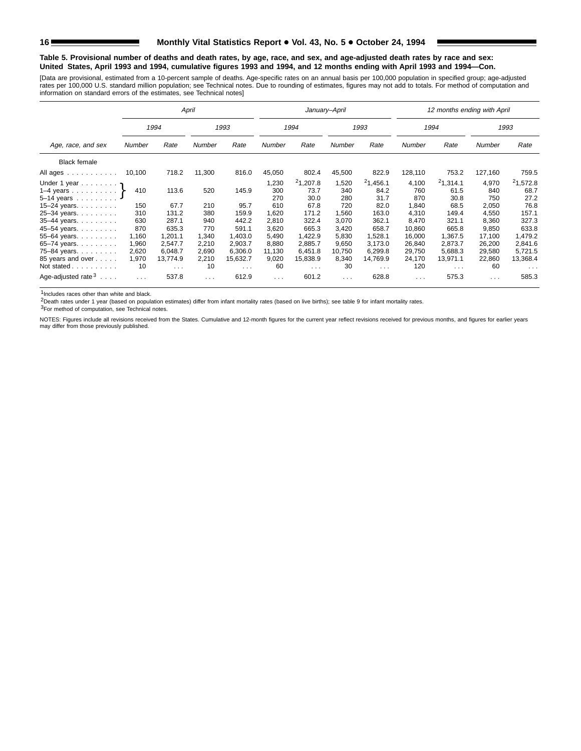**Table 5. Provisional number of deaths and death rates, by age, race, and sex, and age-adjusted death rates by race and sex: United States, April 1993 and 1994, cumulative figures 1993 and 1994, and 12 months ending with April 1993 and 1994—Con.**

[Data are provisional, estimated from a 10-percent sample of deaths. Age-specific rates on an annual basis per 100,000 population in specified group; age-adjusted rates per 100,000 U.S. standard million population; see Technical notes. Due to rounding of estimates, figures may not add to totals. For method of computation and information on standard errors of the estimates, see Technical notes]

| Age, race, and sex | April | | | | January–April | | | | 12 months ending with April | | | |
|---|---|---|---|---|---|---|---|---|---|---|---|---|
| | 1994 | | 1993 | | 1994 | | 1993 | | 1994 | | 1993 | |
| | Number | Rate | Number | Rate | Number | Rate | Number | Rate | Number | Rate | Number | Rate |
| Black female | | | | | | | | | | | | |
| All ages | 10,100 | 718.2 | 11,300 | 816.0 | 45,050 | 802.4 | 45,500 | 822.9 | 128,110 | 753.2 | 127,160 | 759.5 |
| Under 1 year | 410 | 113.6 | 520 | 145.9 | 1,230 | [2]1,207.8 | 1,520 | [2]1,456.1 | 4,100 | [2]1,314.1 | 4,970 | [2]1,572.8 |
| 1–4 years | | | | | 300 | 73.7 | 340 | 84.2 | 760 | 61.5 | 840 | 68.7 |
| 5–14 years | | | | | 270 | 30.0 | 280 | 31.7 | 870 | 30.8 | 750 | 27.2 |
| 15–24 years | 150 | 67.7 | 210 | 95.7 | 610 | 67.8 | 720 | 82.0 | 1,840 | 68.5 | 2,050 | 76.8 |
| 25–34 years | 310 | 131.2 | 380 | 159.9 | 1,620 | 171.2 | 1,560 | 163.0 | 4,310 | 149.4 | 4,550 | 157.1 |
| 35–44 years | 630 | 287.1 | 940 | 442.2 | 2,810 | 322.4 | 3,070 | 362.1 | 8,470 | 321.1 | 8,360 | 327.3 |
| 45–54 years | 870 | 635.3 | 770 | 591.1 | 3,620 | 665.3 | 3,420 | 658.7 | 10,860 | 665.8 | 9,850 | 633.8 |
| 55–64 years | 1,160 | 1,201.1 | 1,340 | 1,403.0 | 5,490 | 1,422.9 | 5,830 | 1,528.1 | 16,000 | 1,367.5 | 17,100 | 1,479.2 |
| 65–74 years | 1,960 | 2,547.7 | 2,210 | 2,903.7 | 8,880 | 2,885.7 | 9,650 | 3,173.0 | 26,840 | 2,873.7 | 26,200 | 2,841.6 |
| 75–84 years | 2,620 | 6,048.7 | 2,690 | 6,306.0 | 11,130 | 6,451.8 | 10,750 | 6,299.8 | 29,750 | 5,688.3 | 29,580 | 5,721.5 |
| 85 years and over | 1,970 | 13,774.9 | 2,210 | 15,632.7 | 9,020 | 15,838.9 | 8,340 | 14,769.9 | 24,170 | 13,971.1 | 22,860 | 13,368.4 |
| Not stated | 10 | . . . | 10 | . . . | 60 | . . . | 30 | . . . | 120 | . . . | 60 | . . . |
| Age-adjusted rate[3] | . . . | 537.8 | . . . | 612.9 | . . . | 601.2 | . . . | 628.8 | . . . | 575.3 | . . . | 585.3 |

[1]Includes races other than white and black.

[2]Death rates under 1 year (based on population estimates) differ from infant mortality rates (based on live births); see table 9 for infant mortality rates.

[3]For method of computation, see Technical notes.

NOTES: Figures include all revisions received from the States. Cumulative and 12-month figures for the current year reflect revisions received for previous months, and figures for earlier years may differ from those previously published.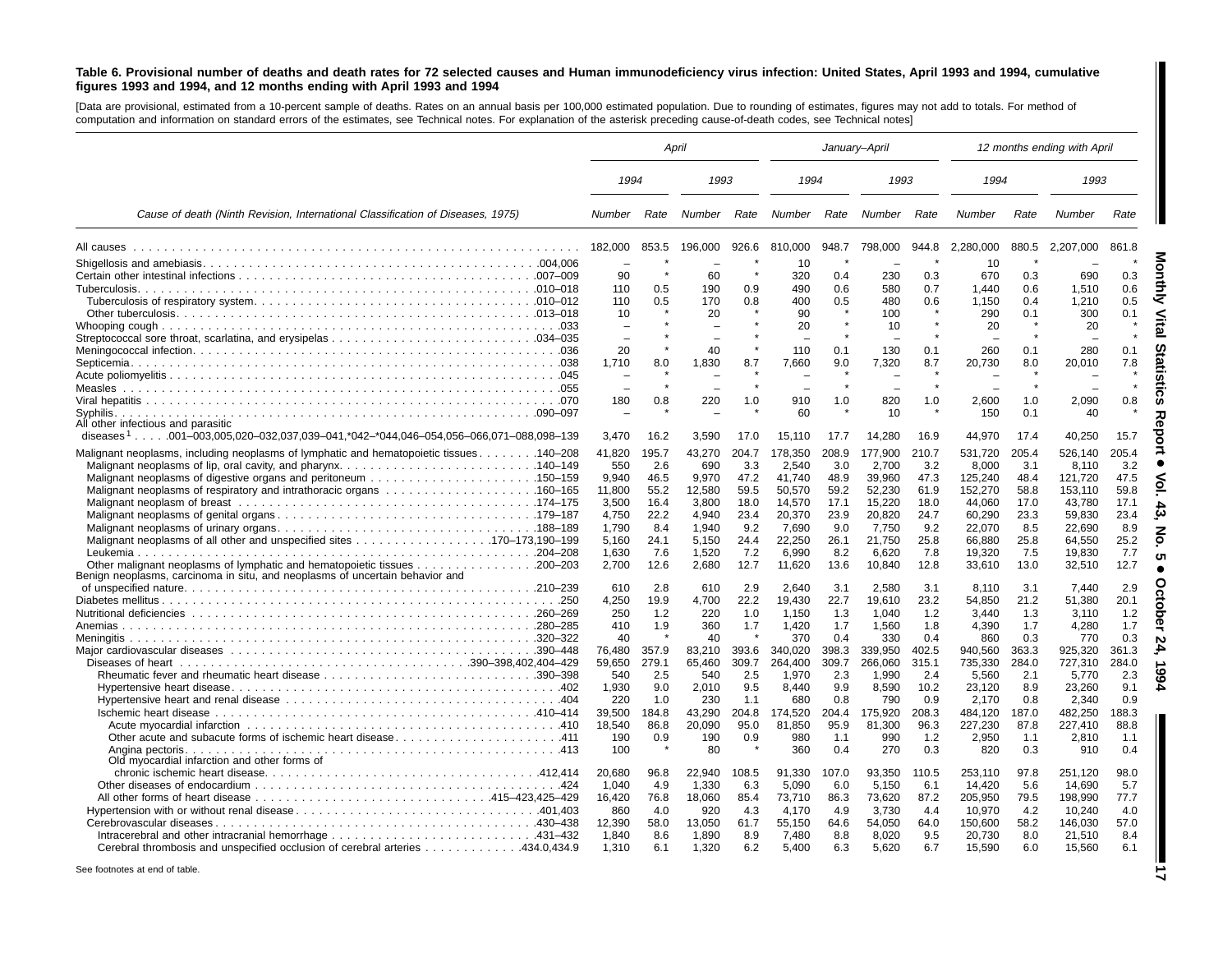**Table 6. Provisional number of deaths and death rates for 72 selected causes and Human immunodeficiency virus infection: United States, April 1993 and 1994, cumulative figures 1993 and 1994, and 12 months ending with April 1993 and 1994**

[Data are provisional, estimated from a 10-percent sample of deaths. Rates on an annual basis per 100,000 estimated population. Due to rounding of estimates, figures may not add to totals. For method of computation and information on standard errors of the estimates, see Technical notes. For explanation of the asterisk preceding cause-of-death codes, see Technical notes]

| Cause of death (Ninth Revision, International Classification of Diseases, 1975) | April | | | | January–April | | | | 12 months ending with April | | | |
|---|---|---|---|---|---|---|---|---|---|---|---|---|
| | 1994 | | 1993 | | 1994 | | 1993 | | 1994 | | 1993 | |
| | Number | Rate | Number | Rate | Number | Rate | Number | Rate | Number | Rate | Number | Rate |
| All causes | 182,000 | 853.5 | 196,000 | 926.6 | 810,000 | 948.7 | 798,000 | 944.8 | 2,280,000 | 880.5 | 2,207,000 | 861.8 |
| Shigellosis and amebiasis .004,006 | – | * | – | * | 10 | * | – | * | 10 | * | – | * |
| Certain other intestinal infections .007–009 | 90 | * | 60 | * | 320 | 0.4 | 230 | 0.3 | 670 | 0.3 | 690 | 0.3 |
| Tuberculosis .010–018 | 110 | 0.5 | 190 | 0.9 | 490 | 0.6 | 580 | 0.7 | 1,440 | 0.6 | 1,510 | 0.6 |
| Tuberculosis of respiratory system .010–012 | 110 | 0.5 | 170 | 0.8 | 400 | 0.5 | 480 | 0.6 | 1,150 | 0.4 | 1,210 | 0.5 |
| Other tuberculosis .013–018 | 10 | * | 20 | * | 90 | * | 100 | * | 290 | 0.1 | 300 | 0.1 |
| Whooping cough .033 | – | * | – | * | 20 | * | 10 | * | 20 | * | 20 | * |
| Streptococcal sore throat, scarlatina, and erysipelas .034–035 | – | * | – | * | – | * | – | * | – | * | – | * |
| Meningococcal infection .036 | 20 | * | 40 | * | 110 | 0.1 | 130 | 0.1 | 260 | 0.1 | 280 | 0.1 |
| Septicemia .038 | 1,710 | 8.0 | 1,830 | 8.7 | 7,660 | 9.0 | 7,320 | 8.7 | 20,730 | 8.0 | 20,010 | 7.8 |
| Acute poliomyelitis .045 | – | * | – | * | – | * | – | * | – | * | – | * |
| Measles .055 | – | * | – | * | – | * | – | * | – | * | – | * |
| Viral hepatitis .070 | 180 | 0.8 | 220 | 1.0 | 910 | 1.0 | 820 | 1.0 | 2,600 | 1.0 | 2,090 | 0.8 |
| Syphilis .090–097 | – | * | – | * | 60 | * | 10 | * | 150 | 0.1 | 40 | * |
| All other infectious and parasitic diseases[1] .001–003,005,020–032,037,039–041,*042–*044,046–054,056–066,071–088,098–139 | 3,470 | 16.2 | 3,590 | 17.0 | 15,110 | 17.7 | 14,280 | 16.9 | 44,970 | 17.4 | 40,250 | 15.7 |
| Malignant neoplasms, including neoplasms of lymphatic and hematopoietic tissues .140–208 | 41,820 | 195.7 | 43,270 | 204.7 | 178,350 | 208.9 | 177,900 | 210.7 | 531,720 | 205.4 | 526,140 | 205.4 |
| Malignant neoplasms of lip, oral cavity, and pharynx .140–149 | 550 | 2.6 | 690 | 3.3 | 2,540 | 3.0 | 2,700 | 3.2 | 8,000 | 3.1 | 8,110 | 3.2 |
| Malignant neoplasms of digestive organs and peritoneum .150–159 | 9,940 | 46.5 | 9,970 | 47.2 | 41,740 | 48.9 | 39,960 | 47.3 | 125,240 | 48.4 | 121,720 | 47.5 |
| Malignant neoplasms of respiratory and intrathoracic organs .160–165 | 11,800 | 55.2 | 12,580 | 59.5 | 50,570 | 59.2 | 52,230 | 61.9 | 152,270 | 58.8 | 153,110 | 59.8 |
| Malignant neoplasm of breast .174–175 | 3,500 | 16.4 | 3,800 | 18.0 | 14,570 | 17.1 | 15,220 | 18.0 | 44,060 | 17.0 | 43,780 | 17.1 |
| Malignant neoplasms of genital organs .179–187 | 4,750 | 22.2 | 4,940 | 23.4 | 20,370 | 23.9 | 20,820 | 24.7 | 60,290 | 23.3 | 59,830 | 23.4 |
| Malignant neoplasms of urinary organs .188–189 | 1,790 | 8.4 | 1,940 | 9.2 | 7,690 | 9.0 | 7,750 | 9.2 | 22,070 | 8.5 | 22,690 | 8.9 |
| Malignant neoplasms of all other and unspecified sites .170–173,190–199 | 5,160 | 24.1 | 5,150 | 24.4 | 22,250 | 26.1 | 21,750 | 25.8 | 66,880 | 25.8 | 64,550 | 25.2 |
| Leukemia .204–208 | 1,630 | 7.6 | 1,520 | 7.2 | 6,990 | 8.2 | 6,620 | 7.8 | 19,320 | 7.5 | 19,830 | 7.7 |
| Other malignant neoplasms of lymphatic and hematopoietic tissues .200–203 | 2,700 | 12.6 | 2,680 | 12.7 | 11,620 | 13.6 | 10,840 | 12.8 | 33,610 | 13.0 | 32,510 | 12.7 |
| Benign neoplasms, carcinoma in situ, and neoplasms of uncertain behavior and of unspecified nature .210–239 | 610 | 2.8 | 610 | 2.9 | 2,640 | 3.1 | 2,580 | 3.1 | 8,110 | 3.1 | 7,440 | 2.9 |
| Diabetes mellitus .250 | 4,250 | 19.9 | 4,700 | 22.2 | 19,430 | 22.7 | 19,610 | 23.2 | 54,850 | 21.2 | 51,380 | 20.1 |
| Nutritional deficiencies .260–269 | 250 | 1.2 | 220 | 1.0 | 1,150 | 1.3 | 1,040 | 1.2 | 3,440 | 1.3 | 3,110 | 1.2 |
| Anemias .280–285 | 410 | 1.9 | 360 | 1.7 | 1,420 | 1.7 | 1,560 | 1.8 | 4,390 | 1.7 | 4,280 | 1.7 |
| Meningitis .320–322 | 40 | * | 40 | * | 370 | 0.4 | 330 | 0.4 | 860 | 0.3 | 770 | 0.3 |
| Major cardiovascular diseases .390–448 | 76,480 | 357.9 | 83,210 | 393.6 | 340,020 | 398.3 | 339,950 | 402.5 | 940,560 | 363.3 | 925,320 | 361.3 |
| Diseases of heart .390–398,402,404–429 | 59,650 | 279.1 | 65,460 | 309.7 | 264,400 | 309.7 | 266,060 | 315.1 | 735,330 | 284.0 | 727,310 | 284.0 |
| Rheumatic fever and rheumatic heart disease .390–398 | 540 | 2.5 | 540 | 2.5 | 1,970 | 2.3 | 1,990 | 2.4 | 5,560 | 2.1 | 5,770 | 2.3 |
| Hypertensive heart disease .402 | 1,930 | 9.0 | 2,010 | 9.5 | 8,440 | 9.9 | 8,590 | 10.2 | 23,120 | 8.9 | 23,260 | 9.1 |
| Hypertensive heart and renal disease .404 | 220 | 1.0 | 230 | 1.1 | 680 | 0.8 | 790 | 0.9 | 2,170 | 0.8 | 2,340 | 0.9 |
| Ischemic heart disease .410–414 | 39,500 | 184.8 | 43,290 | 204.8 | 174,520 | 204.4 | 175,920 | 208.3 | 484,120 | 187.0 | 482,250 | 188.3 |
| Acute myocardial infarction .410 | 18,540 | 86.8 | 20,090 | 95.0 | 81,850 | 95.9 | 81,300 | 96.3 | 227,230 | 87.8 | 227,410 | 88.8 |
| Other acute and subacute forms of ischemic heart disease .411 | 190 | 0.9 | 190 | 0.9 | 980 | 1.1 | 990 | 1.2 | 2,950 | 1.1 | 2,810 | 1.1 |
| Angina pectoris .413 | 100 | * | 80 | * | 360 | 0.4 | 270 | 0.3 | 820 | 0.3 | 910 | 0.4 |
| Old myocardial infarction and other forms of chronic ischemic heart disease .412,414 | 20,680 | 96.8 | 22,940 | 108.5 | 91,330 | 107.0 | 93,350 | 110.5 | 253,110 | 97.8 | 251,120 | 98.0 |
| Other diseases of endocardium .424 | 1,040 | 4.9 | 1,330 | 6.3 | 5,090 | 6.0 | 5,150 | 6.1 | 14,420 | 5.6 | 14,690 | 5.7 |
| All other forms of heart disease .415–423,425–429 | 16,420 | 76.8 | 18,060 | 85.4 | 73,710 | 86.3 | 73,620 | 87.2 | 205,950 | 79.5 | 198,990 | 77.7 |
| Hypertension with or without renal disease .401,403 | 860 | 4.0 | 920 | 4.3 | 4,170 | 4.9 | 3,730 | 4.4 | 10,970 | 4.2 | 10,240 | 4.0 |
| Cerebrovascular diseases .430–438 | 12,390 | 58.0 | 13,050 | 61.7 | 55,150 | 64.6 | 54,050 | 64.0 | 150,600 | 58.2 | 146,030 | 57.0 |
| Intracerebral and other intracranial hemorrhage .431–432 | 1,840 | 8.6 | 1,890 | 8.9 | 7,480 | 8.8 | 8,020 | 9.5 | 20,730 | 8.0 | 21,510 | 8.4 |
| Cerebral thrombosis and unspecified occlusion of cerebral arteries .434.0,434.9 | 1,310 | 6.1 | 1,320 | 6.2 | 5,400 | 6.3 | 5,620 | 6.7 | 15,590 | 6.0 | 15,560 | 6.1 |

See footnotes at end of table.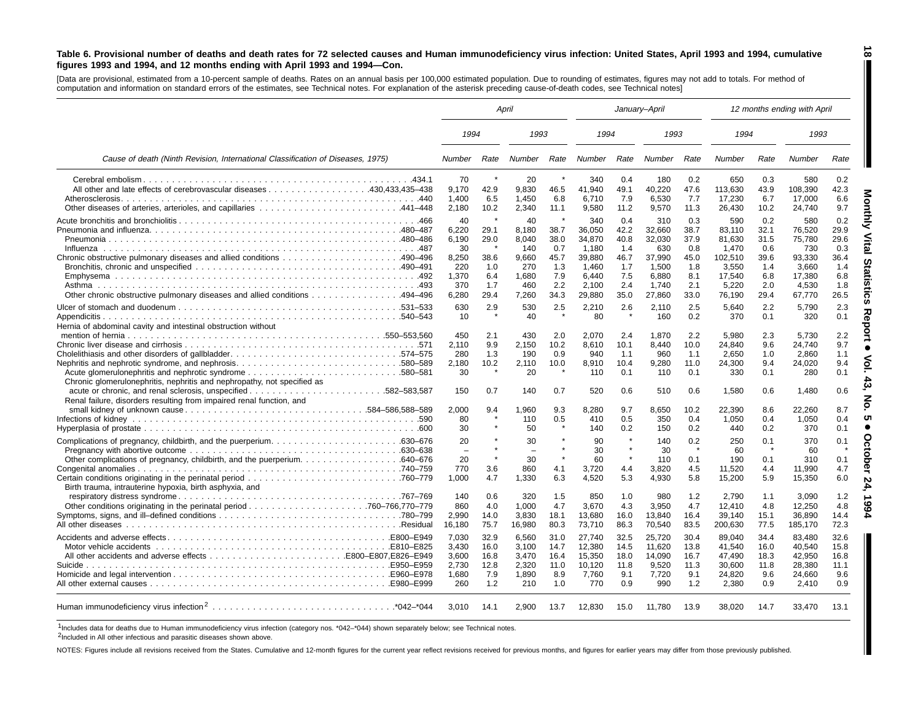**Table 6. Provisional number of deaths and death rates for 72 selected causes and Human immunodeficiency virus infection: United States, April 1993 and 1994, cumulative figures 1993 and 1994, and 12 months ending with April 1993 and 1994—Con.**

[Data are provisional, estimated from a 10-percent sample of deaths. Rates on an annual basis per 100,000 estimated population. Due to rounding of estimates, figures may not add to totals. For method of computation and information on standard errors of the estimates, see Technical notes. For explanation of the asterisk preceding cause-of-death codes, see Technical notes]

| Cause of death (Ninth Revision, International Classification of Diseases, 1975) | April | | | | January–April | | | | 12 months ending with April | | | |
|---|---|---|---|---|---|---|---|---|---|---|---|---|
| | 1994 | | 1993 | | 1994 | | 1993 | | 1994 | | 1993 | |
| | Number | Rate | Number | Rate | Number | Rate | Number | Rate | Number | Rate | Number | Rate |
| Cerebral embolism .434.1 | 70 | * | 20 | * | 340 | 0.4 | 180 | 0.2 | 650 | 0.3 | 580 | 0.2 |
| All other and late effects of cerebrovascular diseases .430,433,435–438 | 9,170 | 42.9 | 9,830 | 46.5 | 41,940 | 49.1 | 40,220 | 47.6 | 113,630 | 43.9 | 108,390 | 42.3 |
| Atherosclerosis .440 | 1,400 | 6.5 | 1,450 | 6.8 | 6,710 | 7.9 | 6,530 | 7.7 | 17,230 | 6.7 | 17,000 | 6.6 |
| Other diseases of arteries, arterioles, and capillaries .441–448 | 2,180 | 10.2 | 2,340 | 11.1 | 9,580 | 11.2 | 9,570 | 11.3 | 26,430 | 10.2 | 24,740 | 9.7 |
| Acute bronchitis and bronchiolitis .466 | 40 | * | 40 | * | 340 | 0.4 | 310 | 0.3 | 590 | 0.2 | 580 | 0.2 |
| Pneumonia and influenza .480–487 | 6,220 | 29.1 | 8,180 | 38.7 | 36,050 | 42.2 | 32,660 | 38.7 | 83,110 | 32.1 | 76,520 | 29.9 |
| Pneumonia .480–486 | 6,190 | 29.0 | 8,040 | 38.0 | 34,870 | 40.8 | 32,030 | 37.9 | 81,630 | 31.5 | 75,780 | 29.6 |
| Influenza .487 | 30 | * | 140 | 0.7 | 1,180 | 1.4 | 630 | 0.8 | 1,470 | 0.6 | 730 | 0.3 |
| Chronic obstructive pulmonary diseases and allied conditions .490–496 | 8,250 | 38.6 | 9,660 | 45.7 | 39,880 | 46.7 | 37,990 | 45.0 | 102,510 | 39.6 | 93,330 | 36.4 |
| Bronchitis, chronic and unspecified .490–491 | 220 | 1.0 | 270 | 1.3 | 1,460 | 1.7 | 1,500 | 1.8 | 3,550 | 1.4 | 3,660 | 1.4 |
| Emphysema .492 | 1,370 | 6.4 | 1,680 | 7.9 | 6,440 | 7.5 | 6,880 | 8.1 | 17,540 | 6.8 | 17,380 | 6.8 |
| Asthma .493 | 370 | 1.7 | 460 | 2.2 | 2,100 | 2.4 | 1,740 | 2.1 | 5,220 | 2.0 | 4,530 | 1.8 |
| Other chronic obstructive pulmonary diseases and allied conditions .494–496 | 6,280 | 29.4 | 7,260 | 34.3 | 29,880 | 35.0 | 27,860 | 33.0 | 76,190 | 29.4 | 67,770 | 26.5 |
| Ulcer of stomach and duodenum .531–533 | 630 | 2.9 | 530 | 2.5 | 2,210 | 2.6 | 2,110 | 2.5 | 5,640 | 2.2 | 5,790 | 2.3 |
| Appendicitis .540–543 | 10 | * | 40 | * | 80 | * | 160 | 0.2 | 370 | 0.1 | 320 | 0.1 |
| Hernia of abdominal cavity and intestinal obstruction without mention of hernia .550–553,560 | 450 | 2.1 | 430 | 2.0 | 2,070 | 2.4 | 1,870 | 2.2 | 5,980 | 2.3 | 5,730 | 2.2 |
| Chronic liver disease and cirrhosis .571 | 2,110 | 9.9 | 2,150 | 10.2 | 8,610 | 10.1 | 8,440 | 10.0 | 24,840 | 9.6 | 24,740 | 9.7 |
| Cholelithiasis and other disorders of gallbladder .574–575 | 280 | 1.3 | 190 | 0.9 | 940 | 1.1 | 960 | 1.1 | 2,650 | 1.0 | 2,860 | 1.1 |
| Nephritis, nephrotic syndrome, and nephrosis .580–589 | 2,180 | 10.2 | 2,110 | 10.0 | 8,910 | 10.4 | 9,280 | 11.0 | 24,300 | 9.4 | 24,020 | 9.4 |
| Acute glomerulonephritis and nephrotic syndrome .580–581 | 30 | * | 20 | * | 110 | 0.1 | 110 | 0.1 | 330 | 0.1 | 280 | 0.1 |
| Chronic glomerulonephritis, nephritis and nephropathy, not specified as acute or chronic, and renal sclerosis, unspecified .582–583,587 | 150 | 0.7 | 140 | 0.7 | 520 | 0.6 | 510 | 0.6 | 1,580 | 0.6 | 1,480 | 0.6 |
| Renal failure, disorders resulting from impaired renal function, and small kidney of unknown cause .584–586,588–589 | 2,000 | 9.4 | 1,960 | 9.3 | 8,280 | 9.7 | 8,650 | 10.2 | 22,390 | 8.6 | 22,260 | 8.7 |
| Infections of kidney .590 | 80 | * | 110 | 0.5 | 410 | 0.5 | 350 | 0.4 | 1,050 | 0.4 | 1,050 | 0.4 |
| Hyperplasia of prostate .600 | 30 | * | 50 | * | 140 | 0.2 | 150 | 0.2 | 440 | 0.2 | 370 | 0.1 |
| Complications of pregnancy, childbirth, and the puerperium .630–676 | 20 | * | 30 | * | 90 | * | 140 | 0.2 | 250 | 0.1 | 370 | 0.1 |
| Pregnancy with abortive outcome .630–638 | – | * | – | * | 30 | * | 30 | * | 60 | * | 60 | * |
| Other complications of pregnancy, childbirth, and the puerperium .640–676 | 20 | * | 30 | * | 60 | * | 110 | 0.1 | 190 | 0.1 | 310 | 0.1 |
| Congenital anomalies .740–759 | 770 | 3.6 | 860 | 4.1 | 3,720 | 4.4 | 3,820 | 4.5 | 11,520 | 4.4 | 11,990 | 4.7 |
| Certain conditions originating in the perinatal period .760–779 | 1,000 | 4.7 | 1,330 | 6.3 | 4,520 | 5.3 | 4,930 | 5.8 | 15,200 | 5.9 | 15,350 | 6.0 |
| Birth trauma, intrauterine hypoxia, birth asphyxia, and respiratory distress syndrome .767–769 | 140 | 0.6 | 320 | 1.5 | 850 | 1.0 | 980 | 1.2 | 2,790 | 1.1 | 3,090 | 1.2 |
| Other conditions originating in the perinatal period .760–766,770–779 | 860 | 4.0 | 1,000 | 4.7 | 3,670 | 4.3 | 3,950 | 4.7 | 12,410 | 4.8 | 12,250 | 4.8 |
| Symptoms, signs, and ill-defined conditions .780–799 | 2,990 | 14.0 | 3,830 | 18.1 | 13,680 | 16.0 | 13,840 | 16.4 | 39,140 | 15.1 | 36,890 | 14.4 |
| All other diseases .Residual | 16,180 | 75.7 | 16,980 | 80.3 | 73,710 | 86.3 | 70,540 | 83.5 | 200,630 | 77.5 | 185,170 | 72.3 |
| Accidents and adverse effects .E800–E949 | 7,030 | 32.9 | 6,560 | 31.0 | 27,740 | 32.5 | 25,720 | 30.4 | 89,040 | 34.4 | 83,480 | 32.6 |
| Motor vehicle accidents .E810–E825 | 3,430 | 16.0 | 3,100 | 14.7 | 12,380 | 14.5 | 11,620 | 13.8 | 41,540 | 16.0 | 40,540 | 15.8 |
| All other accidents and adverse effects .E800–E807,E826–E949 | 3,600 | 16.8 | 3,470 | 16.4 | 15,350 | 18.0 | 14,090 | 16.7 | 47,490 | 18.3 | 42,950 | 16.8 |
| Suicide .E950–E959 | 2,730 | 12.8 | 2,320 | 11.0 | 10,120 | 11.8 | 9,520 | 11.3 | 30,600 | 11.8 | 28,380 | 11.1 |
| Homicide and legal intervention .E960–E978 | 1,680 | 7.9 | 1,890 | 8.9 | 7,760 | 9.1 | 7,720 | 9.1 | 24,820 | 9.6 | 24,660 | 9.6 |
| All other external causes .E980–E999 | 260 | 1.2 | 210 | 1.0 | 770 | 0.9 | 990 | 1.2 | 2,380 | 0.9 | 2,410 | 0.9 |
| Human immunodeficiency virus infection[2] .*042–*044 | 3,010 | 14.1 | 2,900 | 13.7 | 12,830 | 15.0 | 11,780 | 13.9 | 38,020 | 14.7 | 33,470 | 13.1 |

[1]Includes data for deaths due to Human immunodeficiency virus infection (category nos. *042–*044) shown separately below; see Technical notes.

[2]Included in All other infectious and parasitic diseases shown above.

NOTES: Figures include all revisions received from the States. Cumulative and 12-month figures for the current year reflect revisions received for previous months, and figures for earlier years may differ from those previously published.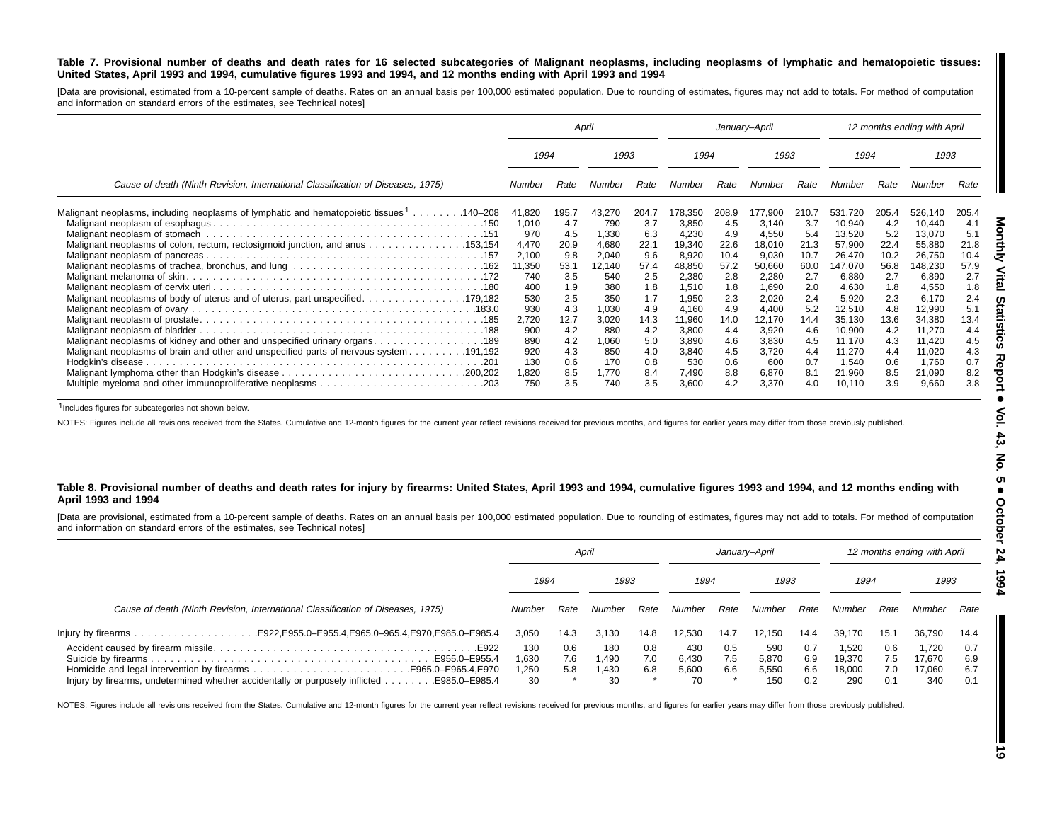**Table 7. Provisional number of deaths and death rates for 16 selected subcategories of Malignant neoplasms, including neoplasms of lymphatic and hematopoietic tissues: United States, April 1993 and 1994, cumulative figures 1993 and 1994, and 12 months ending with April 1993 and 1994**

[Data are provisional, estimated from a 10-percent sample of deaths. Rates on an annual basis per 100,000 estimated population. Due to rounding of estimates, figures may not add to totals. For method of computation and information on standard errors of the estimates, see Technical notes]

| Cause of death (Ninth Revision, International Classification of Diseases, 1975) | *April* | | | | *January–April* | | | | *12 months ending with April* | | | |
|---|---|---|---|---|---|---|---|---|---|---|---|---|
| | *1994* | | *1993* | | *1994* | | *1993* | | *1994* | | *1993* | |
| | *Number* | *Rate* | *Number* | *Rate* | *Number* | *Rate* | *Number* | *Rate* | *Number* | *Rate* | *Number* | *Rate* |
| Malignant neoplasms, including neoplasms of lymphatic and hematopoietic tissues[1] . . . . . . . .140–208 | 41,820 | 195.7 | 43,270 | 204.7 | 178,350 | 208.9 | 177,900 | 210.7 | 531,720 | 205.4 | 526,140 | 205.4 |
| Malignant neoplasm of esophagus . . . . . . . . . . . . . . . . . . . . . . . . . . . . . . . . . . . . . . . .150 | 1,010 | 4.7 | 790 | 3.7 | 3,850 | 4.5 | 3,140 | 3.7 | 10,940 | 4.2 | 10,440 | 4.1 |
| Malignant neoplasm of stomach . . . . . . . . . . . . . . . . . . . . . . . . . . . . . . . . . . . . . . . .151 | 970 | 4.5 | 1,330 | 6.3 | 4,230 | 4.9 | 4,550 | 5.4 | 13,520 | 5.2 | 13,070 | 5.1 |
| Malignant neoplasms of colon, rectum, rectosigmoid junction, and anus . . . . . . . . . . . . . .153,154 | 4,470 | 20.9 | 4,680 | 22.1 | 19,340 | 22.6 | 18,010 | 21.3 | 57,900 | 22.4 | 55,880 | 21.8 |
| Malignant neoplasm of pancreas . . . . . . . . . . . . . . . . . . . . . . . . . . . . . . . . . . . . . . . .157 | 2,100 | 9.8 | 2,040 | 9.6 | 8,920 | 10.4 | 9,030 | 10.7 | 26,470 | 10.2 | 26,750 | 10.4 |
| Malignant neoplasms of trachea, bronchus, and lung . . . . . . . . . . . . . . . . . . . . . . . . . . . .162 | 11,350 | 53.1 | 12,140 | 57.4 | 48,850 | 57.2 | 50,660 | 60.0 | 147,070 | 56.8 | 148,230 | 57.9 |
| Malignant melanoma of skin . . . . . . . . . . . . . . . . . . . . . . . . . . . . . . . . . . . . . . . . . . .172 | 740 | 3.5 | 540 | 2.5 | 2,380 | 2.8 | 2,280 | 2.7 | 6,880 | 2.7 | 6,890 | 2.7 |
| Malignant neoplasm of cervix uteri . . . . . . . . . . . . . . . . . . . . . . . . . . . . . . . . . . . . . . .180 | 400 | 1.9 | 380 | 1.8 | 1,510 | 1.8 | 1,690 | 2.0 | 4,630 | 1.8 | 4,550 | 1.8 |
| Malignant neoplasms of body of uterus and of uterus, part unspecified. . . . . . . . . . . . . . . .179,182 | 530 | 2.5 | 350 | 1.7 | 1,950 | 2.3 | 2,020 | 2.4 | 5,920 | 2.3 | 6,170 | 2.4 |
| Malignant neoplasm of ovary . . . . . . . . . . . . . . . . . . . . . . . . . . . . . . . . . . . . . . . . . .183.0 | 930 | 4.3 | 1,030 | 4.9 | 4,160 | 4.9 | 4,400 | 5.2 | 12,510 | 4.8 | 12,990 | 5.1 |
| Malignant neoplasm of prostate. . . . . . . . . . . . . . . . . . . . . . . . . . . . . . . . . . . . . . . . .185 | 2,720 | 12.7 | 3,020 | 14.3 | 11,960 | 14.0 | 12,170 | 14.4 | 35,130 | 13.6 | 34,380 | 13.4 |
| Malignant neoplasm of bladder . . . . . . . . . . . . . . . . . . . . . . . . . . . . . . . . . . . . . . . . .188 | 900 | 4.2 | 880 | 4.2 | 3,800 | 4.4 | 3,920 | 4.6 | 10,900 | 4.2 | 11,270 | 4.4 |
| Malignant neoplasms of kidney and other and unspecified urinary organs. . . . . . . . . . . . . . . . .189 | 890 | 4.2 | 1,060 | 5.0 | 3,890 | 4.6 | 3,830 | 4.5 | 11,170 | 4.3 | 11,420 | 4.5 |
| Malignant neoplasms of brain and other and unspecified parts of nervous system . . . . . . . . .191,192 | 920 | 4.3 | 850 | 4.0 | 3,840 | 4.5 | 3,720 | 4.4 | 11,270 | 4.4 | 11,020 | 4.3 |
| Hodgkin's disease . . . . . . . . . . . . . . . . . . . . . . . . . . . . . . . . . . . . . . . . . . . . . . . .201 | 130 | 0.6 | 170 | 0.8 | 530 | 0.6 | 600 | 0.7 | 1,540 | 0.6 | 1,760 | 0.7 |
| Malignant lymphoma other than Hodgkin's disease . . . . . . . . . . . . . . . . . . . . . . . . . . .200,202 | 1,820 | 8.5 | 1,770 | 8.4 | 7,490 | 8.8 | 6,870 | 8.1 | 21,960 | 8.5 | 21,090 | 8.2 |
| Multiple myeloma and other immunoproliferative neoplasms . . . . . . . . . . . . . . . . . . . . . . . . .203 | 750 | 3.5 | 740 | 3.5 | 3,600 | 4.2 | 3,370 | 4.0 | 10,110 | 3.9 | 9,660 | 3.8 |

[1]Includes figures for subcategories not shown below.

NOTES: Figures include all revisions received from the States. Cumulative and 12-month figures for the current year reflect revisions received for previous months, and figures for earlier years may differ from those previously published.

**Table 8. Provisional number of deaths and death rates for injury by firearms: United States, April 1993 and 1994, cumulative figures 1993 and 1994, and 12 months ending with April 1993 and 1994**

[Data are provisional, estimated from a 10-percent sample of deaths. Rates on an annual basis per 100,000 estimated population. Due to rounding of estimates, figures may not add to totals. For method of computation and information on standard errors of the estimates, see Technical notes]

| Cause of death (Ninth Revision, International Classification of Diseases, 1975) | *April* | | | | *January–April* | | | | *12 months ending with April* | | | |
|---|---|---|---|---|---|---|---|---|---|---|---|---|
| | *1994* | | *1993* | | *1994* | | *1993* | | *1994* | | *1993* | |
| | *Number* | *Rate* | *Number* | *Rate* | *Number* | *Rate* | *Number* | *Rate* | *Number* | *Rate* | *Number* | *Rate* |
| Injury by firearms . . . . . . . . . . . . . . . . . . .E922,E955.0–E955.4,E965.0–965.4,E970,E985.0–E985.4 | 3,050 | 14.3 | 3,130 | 14.8 | 12,530 | 14.7 | 12,150 | 14.4 | 39,170 | 15.1 | 36,790 | 14.4 |
| Accident caused by firearm missile. . . . . . . . . . . . . . . . . . . . . . . . . . . . . . . . . . . . . . . .E922 | 130 | 0.6 | 180 | 0.8 | 430 | 0.5 | 590 | 0.7 | 1,520 | 0.6 | 1,720 | 0.7 |
| Suicide by firearms . . . . . . . . . . . . . . . . . . . . . . . . . . . . . . . . . . . . . . . . . . .E955.0–E955.4 | 1,630 | 7.6 | 1,490 | 7.0 | 6,430 | 7.5 | 5,870 | 6.9 | 19,370 | 7.5 | 17,670 | 6.9 |
| Homicide and legal intervention by firearms . . . . . . . . . . . . . . . . . . . . . . .E965.0–E965.4,E970 | 1,250 | 5.8 | 1,430 | 6.8 | 5,600 | 6.6 | 5,550 | 6.6 | 18,000 | 7.0 | 17,060 | 6.7 |
| Injury by firearms, undetermined whether accidentally or purposely inflicted . . . . . . . .E985.0–E985.4 | 30 | * | 30 | * | 70 | * | 150 | 0.2 | 290 | 0.1 | 340 | 0.1 |

NOTES: Figures include all revisions received from the States. Cumulative and 12-month figures for the current year reflect revisions received for previous months, and figures for earlier years may differ from those previously published.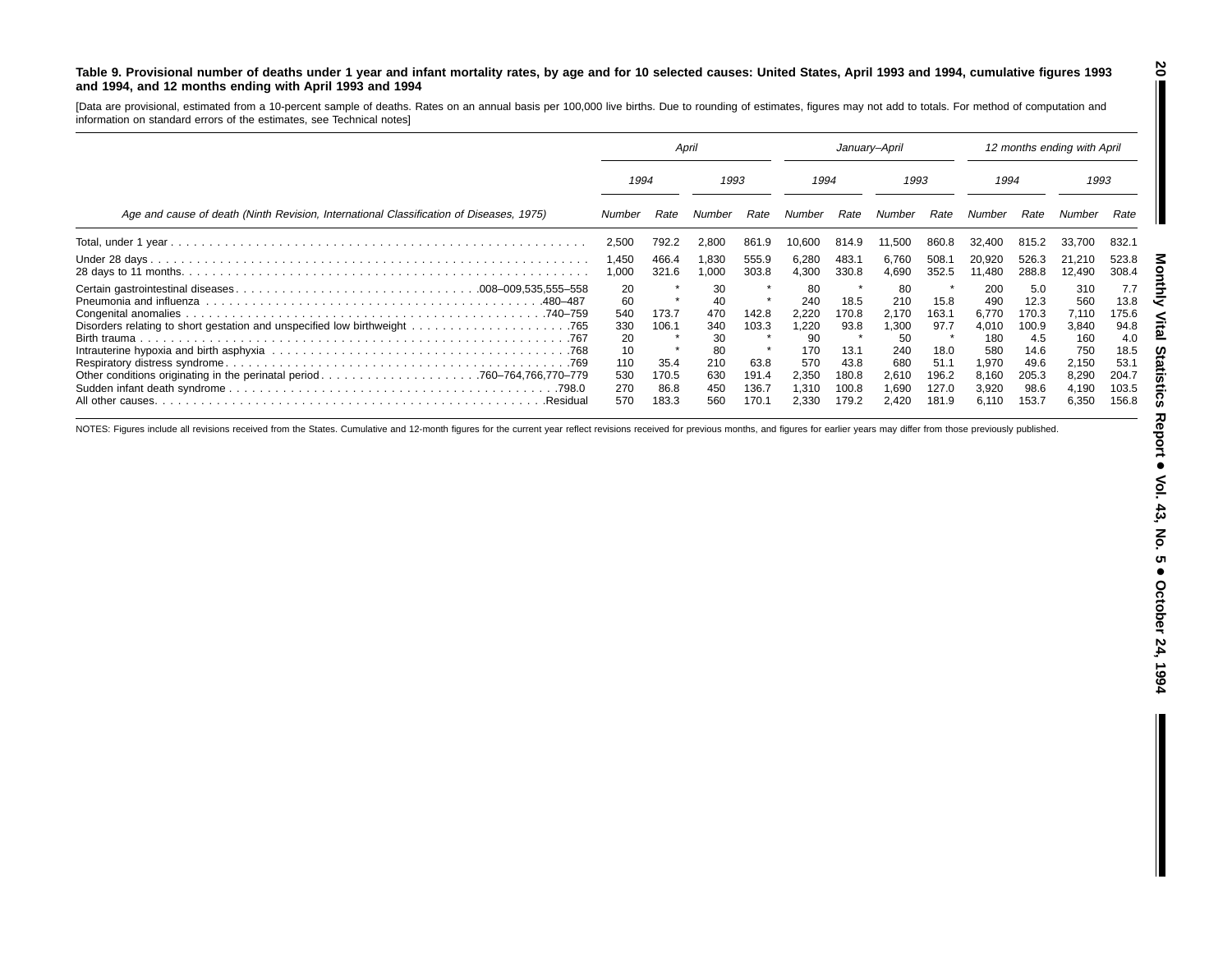**Table 9. Provisional number of deaths under 1 year and infant mortality rates, by age and for 10 selected causes: United States, April 1993 and 1994, cumulative figures 1993 and 1994, and 12 months ending with April 1993 and 1994**

[Data are provisional, estimated from a 10-percent sample of deaths. Rates on an annual basis per 100,000 live births. Due to rounding of estimates, figures may not add to totals. For method of computation and information on standard errors of the estimates, see Technical notes]

| Age and cause of death (Ninth Revision, International Classification of Diseases, 1975) | April | | | | January–April | | | | 12 months ending with April | | | |
|---|---|---|---|---|---|---|---|---|---|---|---|---|
| | 1994 | | 1993 | | 1994 | | 1993 | | 1994 | | 1993 | |
| | Number | Rate | Number | Rate | Number | Rate | Number | Rate | Number | Rate | Number | Rate |
| Total, under 1 year | 2,500 | 792.2 | 2,800 | 861.9 | 10,600 | 814.9 | 11,500 | 860.8 | 32,400 | 815.2 | 33,700 | 832.1 |
| Under 28 days | 1,450 | 466.4 | 1,830 | 555.9 | 6,280 | 483.1 | 6,760 | 508.1 | 20,920 | 526.3 | 21,210 | 523.8 |
| 28 days to 11 months | 1,000 | 321.6 | 1,000 | 303.8 | 4,300 | 330.8 | 4,690 | 352.5 | 11,480 | 288.8 | 12,490 | 308.4 |
| Certain gastrointestinal diseases ...008–009,535,555–558 | 20 | * | 30 | * | 80 | * | 80 | * | 200 | 5.0 | 310 | 7.7 |
| Pneumonia and influenza ...480–487 | 60 | * | 40 | * | 240 | 18.5 | 210 | 15.8 | 490 | 12.3 | 560 | 13.8 |
| Congenital anomalies ...740–759 | 540 | 173.7 | 470 | 142.8 | 2,220 | 170.8 | 2,170 | 163.1 | 6,770 | 170.3 | 7,110 | 175.6 |
| Disorders relating to short gestation and unspecified low birthweight ...765 | 330 | 106.1 | 340 | 103.3 | 1,220 | 93.8 | 1,300 | 97.7 | 4,010 | 100.9 | 3,840 | 94.8 |
| Birth trauma ...767 | 20 | * | 30 | * | 90 | * | 50 | * | 180 | 4.5 | 160 | 4.0 |
| Intrauterine hypoxia and birth asphyxia ...768 | 10 | * | 80 | * | 170 | 13.1 | 240 | 18.0 | 580 | 14.6 | 750 | 18.5 |
| Respiratory distress syndrome ...769 | 110 | 35.4 | 210 | 63.8 | 570 | 43.8 | 680 | 51.1 | 1,970 | 49.6 | 2,150 | 53.1 |
| Other conditions originating in the perinatal period ...760–764,766,770–779 | 530 | 170.5 | 630 | 191.4 | 2,350 | 180.8 | 2,610 | 196.2 | 8,160 | 205.3 | 8,290 | 204.7 |
| Sudden infant death syndrome ...798.0 | 270 | 86.8 | 450 | 136.7 | 1,310 | 100.8 | 1,690 | 127.0 | 3,920 | 98.6 | 4,190 | 103.5 |
| All other causes ...Residual | 570 | 183.3 | 560 | 170.1 | 2,330 | 179.2 | 2,420 | 181.9 | 6,110 | 153.7 | 6,350 | 156.8 |

NOTES: Figures include all revisions received from the States. Cumulative and 12-month figures for the current year reflect revisions received for previous months, and figures for earlier years may differ from those previously published.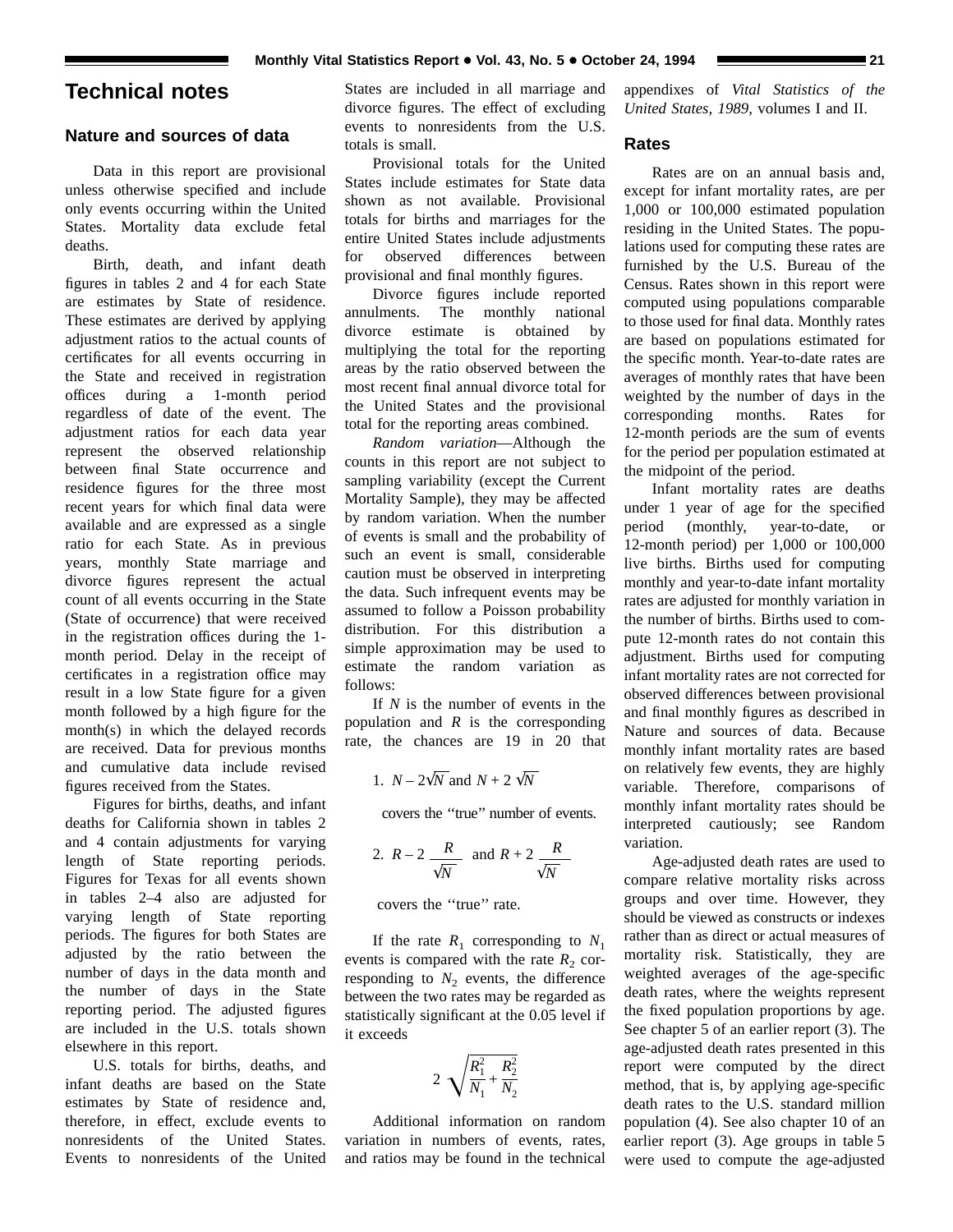# Technical notes

## Nature and sources of data

Data in this report are provisional unless otherwise specified and include only events occurring within the United States. Mortality data exclude fetal deaths.

Birth, death, and infant death figures in tables 2 and 4 for each State are estimates by State of residence. These estimates are derived by applying adjustment ratios to the actual counts of certificates for all events occurring in the State and received in registration offices during a 1-month period regardless of date of the event. The adjustment ratios for each data year represent the observed relationship between final State occurrence and residence figures for the three most recent years for which final data were available and are expressed as a single ratio for each State. As in previous years, monthly State marriage and divorce figures represent the actual count of all events occurring in the State (State of occurrence) that were received in the registration offices during the 1-month period. Delay in the receipt of certificates in a registration office may result in a low State figure for a given month followed by a high figure for the month(s) in which the delayed records are received. Data for previous months and cumulative data include revised figures received from the States.

Figures for births, deaths, and infant deaths for California shown in tables 2 and 4 contain adjustments for varying length of State reporting periods. Figures for Texas for all events shown in tables 2–4 also are adjusted for varying length of State reporting periods. The figures for both States are adjusted by the ratio between the number of days in the data month and the number of days in the State reporting period. The adjusted figures are included in the U.S. totals shown elsewhere in this report.

U.S. totals for births, deaths, and infant deaths are based on the State estimates by State of residence and, therefore, in effect, exclude events to nonresidents of the United States. Events to nonresidents of the United States are included in all marriage and divorce figures. The effect of excluding events to nonresidents from the U.S. totals is small.

Provisional totals for the United States include estimates for State data shown as not available. Provisional totals for births and marriages for the entire United States include adjustments for observed differences between provisional and final monthly figures.

Divorce figures include reported annulments. The monthly national divorce estimate is obtained by multiplying the total for the reporting areas by the ratio observed between the most recent final annual divorce total for the United States and the provisional total for the reporting areas combined.

*Random variation*—Although the counts in this report are not subject to sampling variability (except the Current Mortality Sample), they may be affected by random variation. When the number of events is small and the probability of such an event is small, considerable caution must be observed in interpreting the data. Such infrequent events may be assumed to follow a Poisson probability distribution. For this distribution a simple approximation may be used to estimate the random variation as follows:

If $N$ is the number of events in the population and $R$ is the corresponding rate, the chances are 19 in 20 that

1. $N - 2\sqrt{N}$ and $N + 2\sqrt{N}$

covers the "true" number of events.

2. $R - 2\dfrac{R}{\sqrt{N}}$ and $R + 2\dfrac{R}{\sqrt{N}}$

covers the "true" rate.

If the rate $R_1$ corresponding to $N_1$ events is compared with the rate $R_2$ corresponding to $N_2$ events, the difference between the two rates may be regarded as statistically significant at the 0.05 level if it exceeds

$$2\sqrt{\frac{R_1^2}{N_1} + \frac{R_2^2}{N_2}}$$

Additional information on random variation in numbers of events, rates, and ratios may be found in the technical appendixes of *Vital Statistics of the United States, 1989*, volumes I and II.

## Rates

Rates are on an annual basis and, except for infant mortality rates, are per 1,000 or 100,000 estimated population residing in the United States. The populations used for computing these rates are furnished by the U.S. Bureau of the Census. Rates shown in this report were computed using populations comparable to those used for final data. Monthly rates are based on populations estimated for the specific month. Year-to-date rates are averages of monthly rates that have been weighted by the number of days in the corresponding months. Rates for 12-month periods are the sum of events for the period per population estimated at the midpoint of the period.

Infant mortality rates are deaths under 1 year of age for the specified period (monthly, year-to-date, or 12-month period) per 1,000 or 100,000 live births. Births used for computing monthly and year-to-date infant mortality rates are adjusted for monthly variation in the number of births. Births used to compute 12-month rates do not contain this adjustment. Births used for computing infant mortality rates are not corrected for observed differences between provisional and final monthly figures as described in Nature and sources of data. Because monthly infant mortality rates are based on relatively few events, they are highly variable. Therefore, comparisons of monthly infant mortality rates should be interpreted cautiously; see Random variation.

Age-adjusted death rates are used to compare relative mortality risks across groups and over time. However, they should be viewed as constructs or indexes rather than as direct or actual measures of mortality risk. Statistically, they are weighted averages of the age-specific death rates, where the weights represent the fixed population proportions by age. See chapter 5 of an earlier report (3). The age-adjusted death rates presented in this report were computed by the direct method, that is, by applying age-specific death rates to the U.S. standard million population (4). See also chapter 10 of an earlier report (3). Age groups in table 5 were used to compute the age-adjusted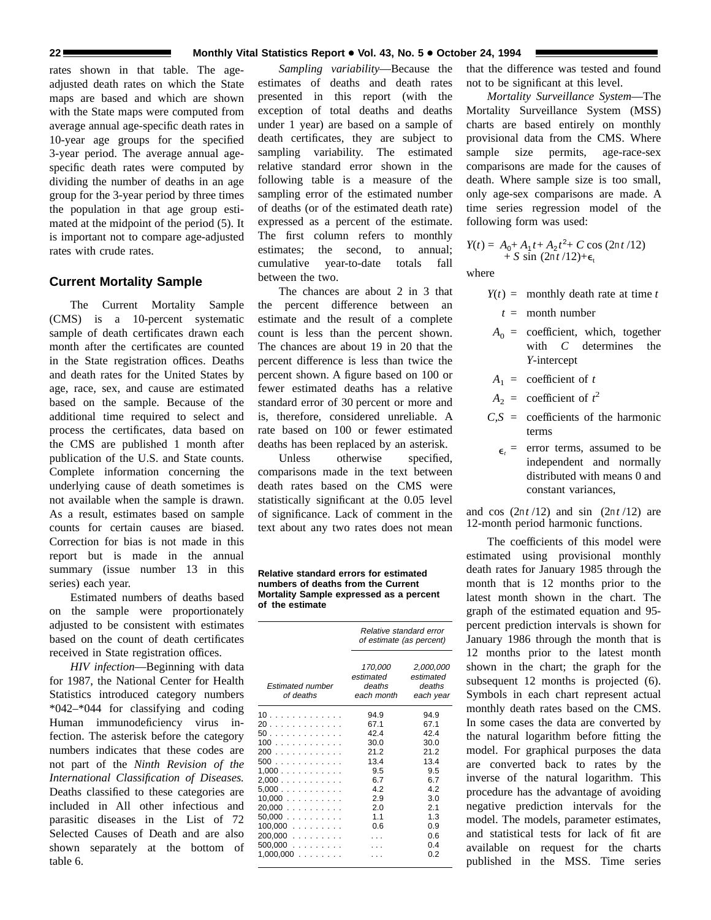rates shown in that table. The age-adjusted death rates on which the State maps are based and which are shown with the State maps were computed from average annual age-specific death rates in 10-year age groups for the specified 3-year period. The average annual age-specific death rates were computed by dividing the number of deaths in an age group for the 3-year period by three times the population in that age group estimated at the midpoint of the period (5). It is important not to compare age-adjusted rates with crude rates.

## Current Mortality Sample

The Current Mortality Sample (CMS) is a 10-percent systematic sample of death certificates drawn each month after the certificates are counted in the State registration offices. Deaths and death rates for the United States by age, race, sex, and cause are estimated based on the sample. Because of the additional time required to select and process the certificates, data based on the CMS are published 1 month after publication of the U.S. and State counts. Complete information concerning the underlying cause of death sometimes is not available when the sample is drawn. As a result, estimates based on sample counts for certain causes are biased. Correction for bias is not made in this report but is made in the annual summary (issue number 13 in this series) each year.

Estimated numbers of deaths based on the sample were proportionately adjusted to be consistent with estimates based on the count of death certificates received in State registration offices.

*HIV infection*—Beginning with data for 1987, the National Center for Health Statistics introduced category numbers *042–*044 for classifying and coding Human immunodeficiency virus infection. The asterisk before the category numbers indicates that these codes are not part of the *Ninth Revision of the International Classification of Diseases.* Deaths classified to these categories are included in All other infectious and parasitic diseases in the List of 72 Selected Causes of Death and are also shown separately at the bottom of table 6.

*Sampling variability*—Because the estimates of deaths and death rates presented in this report (with the exception of total deaths and deaths under 1 year) are based on a sample of death certificates, they are subject to sampling variability. The estimated relative standard error shown in the following table is a measure of the sampling error of the estimated number of deaths (or of the estimated death rate) expressed as a percent of the estimate. The first column refers to monthly estimates; the second, to annual; cumulative year-to-date totals fall between the two.

The chances are about 2 in 3 that the percent difference between an estimate and the result of a complete count is less than the percent shown. The chances are about 19 in 20 that the percent difference is less than twice the percent shown. A figure based on 100 or fewer estimated deaths has a relative standard error of 30 percent or more and is, therefore, considered unreliable. A rate based on 100 or fewer estimated deaths has been replaced by an asterisk.

Unless otherwise specified, comparisons made in the text between death rates based on the CMS were statistically significant at the 0.05 level of significance. Lack of comment in the text about any two rates does not mean that the difference was tested and found not to be significant at this level.

**Relative standard errors for estimated numbers of deaths from the Current Mortality Sample expressed as a percent of the estimate**

| Estimated number of deaths | Relative standard error of estimate (as percent) | |
|---|---|---|
| | 170,000 estimated deaths each month | 2,000,000 estimated deaths each year |
| 10 | 94.9 | 94.9 |
| 20 | 67.1 | 67.1 |
| 50 | 42.4 | 42.4 |
| 100 | 30.0 | 30.0 |
| 200 | 21.2 | 21.2 |
| 500 | 13.4 | 13.4 |
| 1,000 | 9.5 | 9.5 |
| 2,000 | 6.7 | 6.7 |
| 5,000 | 4.2 | 4.2 |
| 10,000 | 2.9 | 3.0 |
| 20,000 | 2.0 | 2.1 |
| 50,000 | 1.1 | 1.3 |
| 100,000 | 0.6 | 0.9 |
| 200,000 | . . . | 0.6 |
| 500,000 | . . . | 0.4 |
| 1,000,000 | . . . | 0.2 |

*Mortality Surveillance System*—The Mortality Surveillance System (MSS) charts are based entirely on monthly provisional data from the CMS. Where sample size permits, age-race-sex comparisons are made for the causes of death. Where sample size is too small, only age-sex comparisons are made. A time series regression model of the following form was used:

$$Y(t) = A_0 + A_1 t + A_2 t^2 + C \cos(2\pi t/12) + S \sin(2\pi t/12) + \epsilon_t$$

where

- $Y(t)$ = monthly death rate at time $t$
- $t$ = month number
- $A_0$ = coefficient, which, together with $C$ determines the $Y$-intercept
- $A_1$ = coefficient of $t$
- $A_2$ = coefficient of $t^2$
- $C,S$ = coefficients of the harmonic terms
- $\epsilon_t$ = error terms, assumed to be independent and normally distributed with means 0 and constant variances,

and $\cos(2\pi t/12)$ and $\sin(2\pi t/12)$ are 12-month period harmonic functions.

The coefficients of this model were estimated using provisional monthly death rates for January 1985 through the month that is 12 months prior to the latest month shown in the chart. The graph of the estimated equation and 95-percent prediction intervals is shown for January 1986 through the month that is 12 months prior to the latest month shown in the chart; the graph for the subsequent 12 months is projected (6). Symbols in each chart represent actual monthly death rates based on the CMS. In some cases the data are converted by the natural logarithm before fitting the model. For graphical purposes the data are converted back to rates by the inverse of the natural logarithm. This procedure has the advantage of avoiding negative prediction intervals for the model. The models, parameter estimates, and statistical tests for lack of fit are available on request for the charts published in the MSS. Time series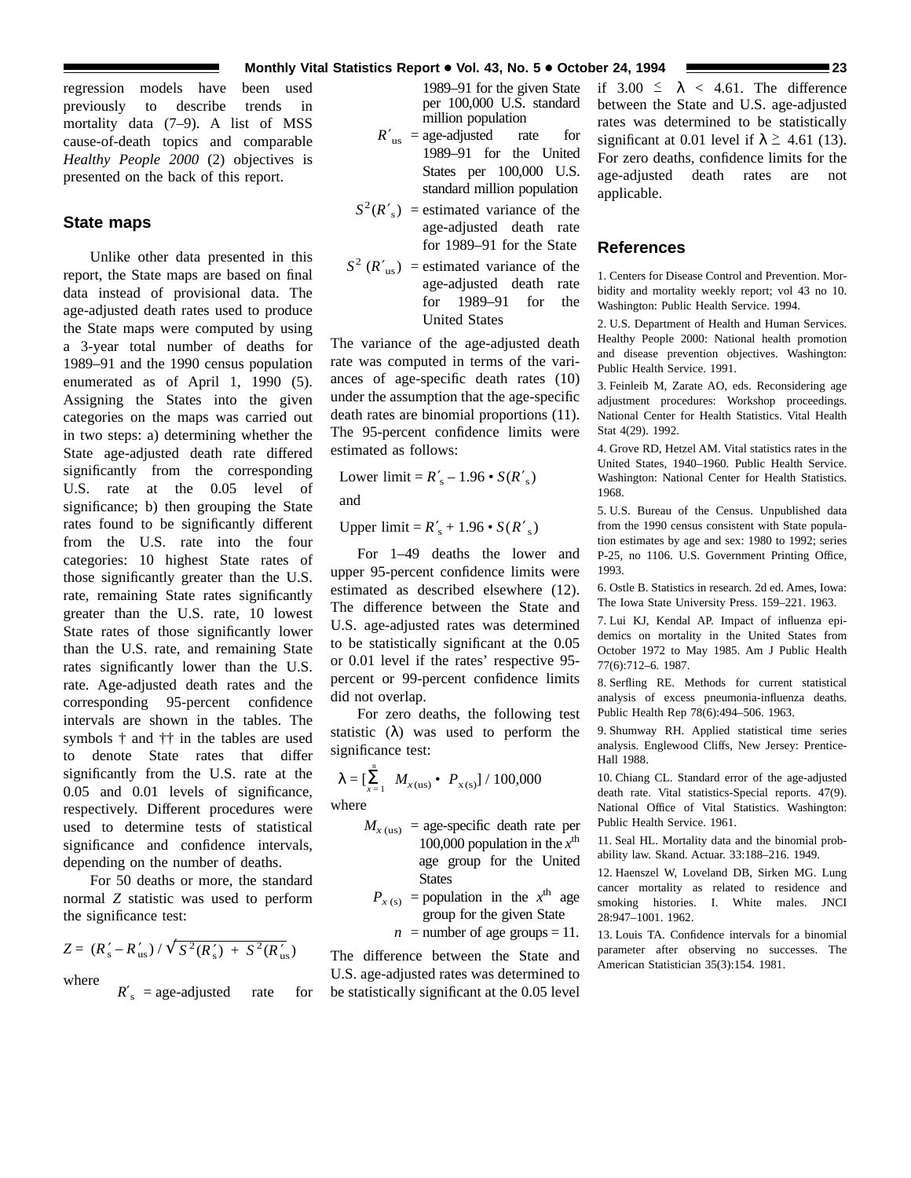regression models have been used previously to describe trends in mortality data (7–9). A list of MSS cause-of-death topics and comparable *Healthy People 2000* (2) objectives is presented on the back of this report.

## State maps

Unlike other data presented in this report, the State maps are based on final data instead of provisional data. The age-adjusted death rates used to produce the State maps were computed by using a 3-year total number of deaths for 1989–91 and the 1990 census population enumerated as of April 1, 1990 (5). Assigning the States into the given categories on the maps was carried out in two steps: a) determining whether the State age-adjusted death rate differed significantly from the corresponding U.S. rate at the 0.05 level of significance; b) then grouping the State rates found to be significantly different from the U.S. rate into the four categories: 10 highest State rates of those significantly greater than the U.S. rate, remaining State rates significantly greater than the U.S. rate, 10 lowest State rates of those significantly lower than the U.S. rate, and remaining State rates significantly lower than the U.S. rate. Age-adjusted death rates and the corresponding 95-percent confidence intervals are shown in the tables. The symbols † and †† in the tables are used to denote State rates that differ significantly from the U.S. rate at the 0.05 and 0.01 levels of significance, respectively. Different procedures were used to determine tests of statistical significance and confidence intervals, depending on the number of deaths.

For 50 deaths or more, the standard normal $Z$ statistic was used to perform the significance test:

$$Z = (R'_s - R'_{us}) / \sqrt{S^2(R'_s) + S^2(R'_{us})}$$

where

$R'_s$ = age-adjusted rate for 1989–91 for the given State per 100,000 U.S. standard million population

$R'_{us}$ = age-adjusted rate for 1989–91 for the United States per 100,000 U.S. standard million population

$S^2(R'_s)$ = estimated variance of the age-adjusted death rate for 1989–91 for the State

$S^2(R'_{us})$ = estimated variance of the age-adjusted death rate for 1989–91 for the United States

The variance of the age-adjusted death rate was computed in terms of the variances of age-specific death rates (10) under the assumption that the age-specific death rates are binomial proportions (11). The 95-percent confidence limits were estimated as follows:

$$\text{Lower limit} = R'_s - 1.96 \cdot S(R'_s)$$

and

$$\text{Upper limit} = R'_s + 1.96 \cdot S(R'_s)$$

For 1–49 deaths the lower and upper 95-percent confidence limits were estimated as described elsewhere (12). The difference between the State and U.S. age-adjusted rates was determined to be statistically significant at the 0.05 or 0.01 level if the rates' respective 95-percent or 99-percent confidence limits did not overlap.

For zero deaths, the following test statistic ($\lambda$) was used to perform the significance test:

$$\lambda = [\sum_{x=1}^{n} M_{x(\text{us})} \cdot P_{x(\text{s})}] / 100{,}000$$

where

$M_{x(\text{us})}$ = age-specific death rate per 100,000 population in the $x^{\text{th}}$ age group for the United States

$P_{x(\text{s})}$ = population in the $x^{\text{th}}$ age group for the given State

$n$ = number of age groups = 11.

The difference between the State and U.S. age-adjusted rates was determined to be statistically significant at the 0.05 level if $3.00 \leq \lambda < 4.61$. The difference between the State and U.S. age-adjusted rates was determined to be statistically significant at 0.01 level if $\lambda \geq 4.61$ (13). For zero deaths, confidence limits for the age-adjusted death rates are not applicable.

## References

1. Centers for Disease Control and Prevention. Morbidity and mortality weekly report; vol 43 no 10. Washington: Public Health Service. 1994.

2. U.S. Department of Health and Human Services. Healthy People 2000: National health promotion and disease prevention objectives. Washington: Public Health Service. 1991.

3. Feinleib M, Zarate AO, eds. Reconsidering age adjustment procedures: Workshop proceedings. National Center for Health Statistics. Vital Health Stat 4(29). 1992.

4. Grove RD, Hetzel AM. Vital statistics rates in the United States, 1940–1960. Public Health Service. Washington: National Center for Health Statistics. 1968.

5. U.S. Bureau of the Census. Unpublished data from the 1990 census consistent with State population estimates by age and sex: 1980 to 1992; series P-25, no 1106. U.S. Government Printing Office, 1993.

6. Ostle B. Statistics in research. 2d ed. Ames, Iowa: The Iowa State University Press. 159–221. 1963.

7. Lui KJ, Kendal AP. Impact of influenza epidemics on mortality in the United States from October 1972 to May 1985. Am J Public Health 77(6):712–6. 1987.

8. Serfling RE. Methods for current statistical analysis of excess pneumonia-influenza deaths. Public Health Rep 78(6):494–506. 1963.

9. Shumway RH. Applied statistical time series analysis. Englewood Cliffs, New Jersey: Prentice-Hall 1988.

10. Chiang CL. Standard error of the age-adjusted death rate. Vital statistics-Special reports. 47(9). National Office of Vital Statistics. Washington: Public Health Service. 1961.

11. Seal HL. Mortality data and the binomial probability law. Skand. Actuar. 33:188–216. 1949.

12. Haenszel W, Loveland DB, Sirken MG. Lung cancer mortality as related to residence and smoking histories. I. White males. JNCI 28:947–1001. 1962.

13. Louis TA. Confidence intervals for a binomial parameter after observing no successes. The American Statistician 35(3):154. 1981.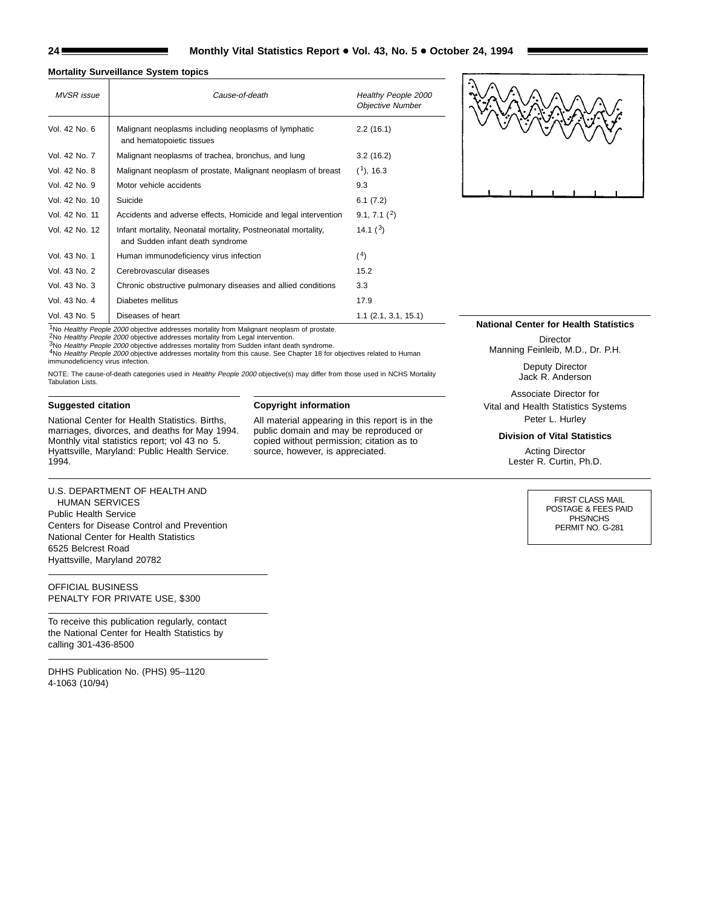**Mortality Surveillance System topics**

| MVSR issue | Cause-of-death | Healthy People 2000 Objective Number |
| --- | --- | --- |
| Vol. 42 No. 6 | Malignant neoplasms including neoplasms of lymphatic and hematopoietic tissues | 2.2 (16.1) |
| Vol. 42 No. 7 | Malignant neoplasms of trachea, bronchus, and lung | 3.2 (16.2) |
| Vol. 42 No. 8 | Malignant neoplasm of prostate, Malignant neoplasm of breast | ([1]), 16.3 |
| Vol. 42 No. 9 | Motor vehicle accidents | 9.3 |
| Vol. 42 No. 10 | Suicide | 6.1 (7.2) |
| Vol. 42 No. 11 | Accidents and adverse effects, Homicide and legal intervention | 9.1, 7.1 ([2]) |
| Vol. 42 No. 12 | Infant mortality, Neonatal mortality, Postneonatal mortality, and Sudden infant death syndrome | 14.1 ([3]) |
| Vol. 43 No. 1 | Human immunodeficiency virus infection | ([4]) |
| Vol. 43 No. 2 | Cerebrovascular diseases | 15.2 |
| Vol. 43 No. 3 | Chronic obstructive pulmonary diseases and allied conditions | 3.3 |
| Vol. 43 No. 4 | Diabetes mellitus | 17.9 |
| Vol. 43 No. 5 | Diseases of heart | 1.1 (2.1, 3.1, 15.1) |

[1]No *Healthy People 2000* objective addresses mortality from Malignant neoplasm of prostate.
[2]No *Healthy People 2000* objective addresses mortality from Legal intervention.
[3]No *Healthy People 2000* objective addresses mortality from Sudden infant death syndrome.
[4]No *Healthy People 2000* objective addresses mortality from this cause. See Chapter 18 for objectives related to Human immunodeficiency virus infection.

NOTE: The cause-of-death categories used in *Healthy People 2000* objective(s) may differ from those used in NCHS Mortality Tabulation Lists.

**Suggested citation**

National Center for Health Statistics. Births, marriages, divorces, and deaths for May 1994. Monthly vital statistics report; vol 43 no 5. Hyattsville, Maryland: Public Health Service. 1994.

**Copyright information**

All material appearing in this report is in the public domain and may be reproduced or copied without permission; citation as to source, however, is appreciated.

**National Center for Health Statistics**

Director
Manning Feinleib, M.D., Dr. P.H.

Deputy Director
Jack R. Anderson

Associate Director for
Vital and Health Statistics Systems
Peter L. Hurley

**Division of Vital Statistics**

Acting Director
Lester R. Curtin, Ph.D.

U.S. DEPARTMENT OF HEALTH AND HUMAN SERVICES
Public Health Service
Centers for Disease Control and Prevention
National Center for Health Statistics
6525 Belcrest Road
Hyattsville, Maryland 20782

OFFICIAL BUSINESS
PENALTY FOR PRIVATE USE, $300

To receive this publication regularly, contact the National Center for Health Statistics by calling 301-436-8500

DHHS Publication No. (PHS) 95–1120
4-1063 (10/94)

FIRST CLASS MAIL
POSTAGE & FEES PAID
PHS/NCHS
PERMIT NO. G-281